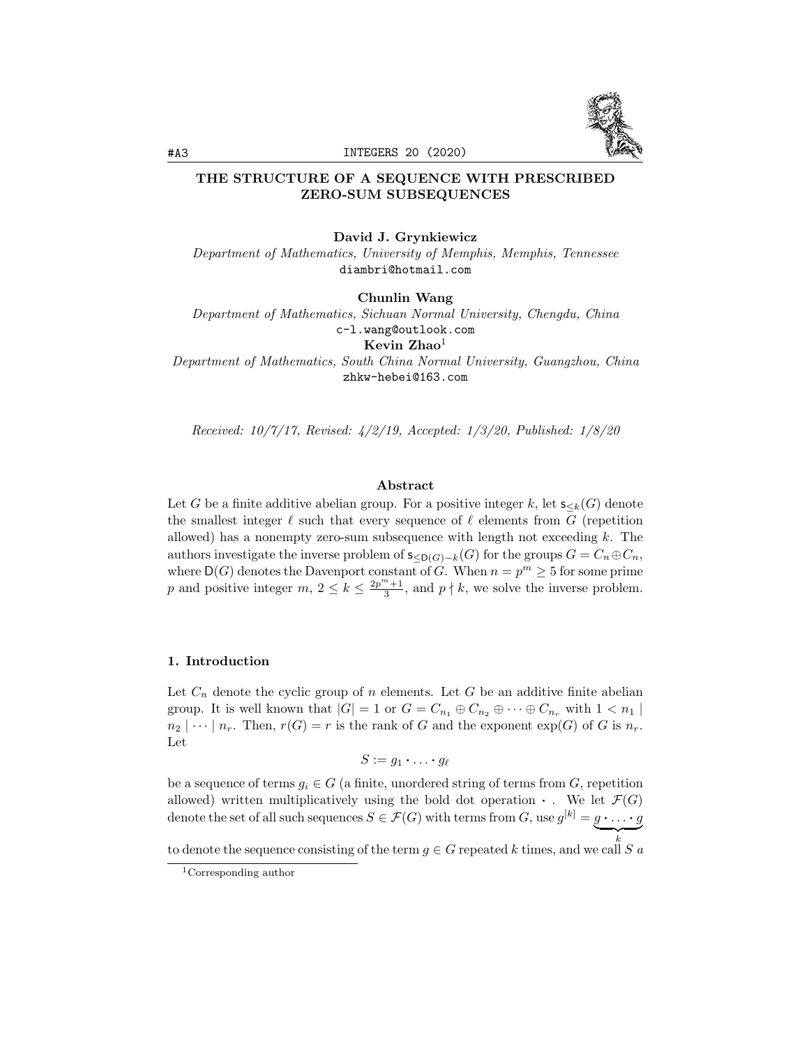# THE STRUCTURE OF A SEQUENCE WITH PRESCRIBED ZERO-SUM SUBSEQUENCES

**David J. Grynkiewicz**
*Department of Mathematics, University of Memphis, Memphis, Tennessee*
diambri@hotmail.com

**Chunlin Wang**
*Department of Mathematics, Sichuan Normal University, Chengdu, China*
c-l.wang@outlook.com

**Kevin Zhao**[1]
*Department of Mathematics, South China Normal University, Guangzhou, China*
zhkw-hebei@163.com

*Received: 10/7/17, Revised: 4/2/19, Accepted: 1/3/20, Published: 1/8/20*

### Abstract

Let $G$ be a finite additive abelian group. For a positive integer $k$, let $\mathsf{s}_{\leq k}(G)$ denote the smallest integer $\ell$ such that every sequence of $\ell$ elements from $G$ (repetition allowed) has a nonempty zero-sum subsequence with length not exceeding $k$. The authors investigate the inverse problem of $\mathsf{s}_{\leq \mathsf{D}(G)-k}(G)$ for the groups $G = C_n \oplus C_n$, where $\mathsf{D}(G)$ denotes the Davenport constant of $G$. When $n = p^m \geq 5$ for some prime $p$ and positive integer $m$, $2 \leq k \leq \frac{2p^m+1}{3}$, and $p \nmid k$, we solve the inverse problem.

## 1. Introduction

Let $C_n$ denote the cyclic group of $n$ elements. Let $G$ be an additive finite abelian group. It is well known that $|G| = 1$ or $G = C_{n_1} \oplus C_{n_2} \oplus \cdots \oplus C_{n_r}$ with $1 < n_1 \mid n_2 \mid \cdots \mid n_r$. Then, $r(G) = r$ is the rank of $G$ and the exponent $\exp(G)$ of $G$ is $n_r$. Let

$$S := g_1 \boldsymbol{\cdot} \ldots \boldsymbol{\cdot} g_\ell$$

be a sequence of terms $g_i \in G$ (a finite, unordered string of terms from $G$, repetition allowed) written multiplicatively using the bold dot operation $\boldsymbol{\cdot}$ . We let $\mathcal{F}(G)$ denote the set of all such sequences $S \in \mathcal{F}(G)$ with terms from $G$, use $g^{[k]} = \underbrace{g \boldsymbol{\cdot} \ldots \boldsymbol{\cdot} g}_{k}$ to denote the sequence consisting of the term $g \in G$ repeated $k$ times, and we call $S$ a

[1] Corresponding author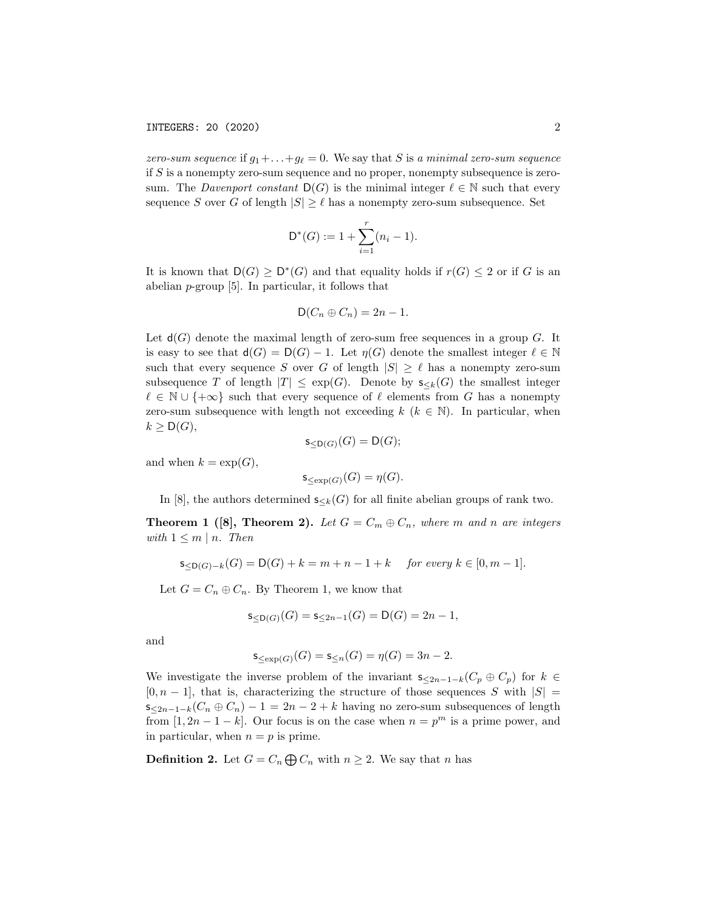*zero-sum sequence* if $g_1 + \ldots + g_\ell = 0$. We say that $S$ is *a minimal zero-sum sequence* if $S$ is a nonempty zero-sum sequence and no proper, nonempty subsequence is zero-sum. The *Davenport constant* $\mathsf{D}(G)$ is the minimal integer $\ell \in \mathbb{N}$ such that every sequence $S$ over $G$ of length $|S| \geq \ell$ has a nonempty zero-sum subsequence. Set

$$\mathsf{D}^*(G) := 1 + \sum_{i=1}^{r} (n_i - 1).$$

It is known that $\mathsf{D}(G) \geq \mathsf{D}^*(G)$ and that equality holds if $r(G) \leq 2$ or if $G$ is an abelian $p$-group [5]. In particular, it follows that

$$\mathsf{D}(C_n \oplus C_n) = 2n - 1.$$

Let $\mathsf{d}(G)$ denote the maximal length of zero-sum free sequences in a group $G$. It is easy to see that $\mathsf{d}(G) = \mathsf{D}(G) - 1$. Let $\eta(G)$ denote the smallest integer $\ell \in \mathbb{N}$ such that every sequence $S$ over $G$ of length $|S| \geq \ell$ has a nonempty zero-sum subsequence $T$ of length $|T| \leq \exp(G)$. Denote by $\mathsf{s}_{\leq k}(G)$ the smallest integer $\ell \in \mathbb{N} \cup \{+\infty\}$ such that every sequence of $\ell$ elements from $G$ has a nonempty zero-sum subsequence with length not exceeding $k$ ($k \in \mathbb{N}$). In particular, when $k \geq \mathsf{D}(G)$,

$$\mathsf{s}_{\leq \mathsf{D}(G)}(G) = \mathsf{D}(G);$$

and when $k = \exp(G)$,

$$\mathsf{s}_{\leq \exp(G)}(G) = \eta(G).$$

In [8], the authors determined $\mathsf{s}_{\leq k}(G)$ for all finite abelian groups of rank two.

**Theorem 1 ([8], Theorem 2).** *Let $G = C_m \oplus C_n$, where $m$ and $n$ are integers with $1 \leq m \mid n$. Then*

$$\mathsf{s}_{\leq \mathsf{D}(G)-k}(G) = \mathsf{D}(G) + k = m + n - 1 + k \quad \textit{for every } k \in [0, m-1].$$

Let $G = C_n \oplus C_n$. By Theorem 1, we know that

$$\mathsf{s}_{\leq \mathsf{D}(G)}(G) = \mathsf{s}_{\leq 2n-1}(G) = \mathsf{D}(G) = 2n - 1,$$

and

$$\mathsf{s}_{\leq \exp(G)}(G) = \mathsf{s}_{\leq n}(G) = \eta(G) = 3n - 2.$$

We investigate the inverse problem of the invariant $\mathsf{s}_{\leq 2n-1-k}(C_p \oplus C_p)$ for $k \in [0, n-1]$, that is, characterizing the structure of those sequences $S$ with $|S| = \mathsf{s}_{\leq 2n-1-k}(C_n \oplus C_n) - 1 = 2n - 2 + k$ having no zero-sum subsequences of length from $[1, 2n-1-k]$. Our focus is on the case when $n = p^m$ is a prime power, and in particular, when $n = p$ is prime.

**Definition 2.** Let $G = C_n \bigoplus C_n$ with $n \geq 2$. We say that $n$ has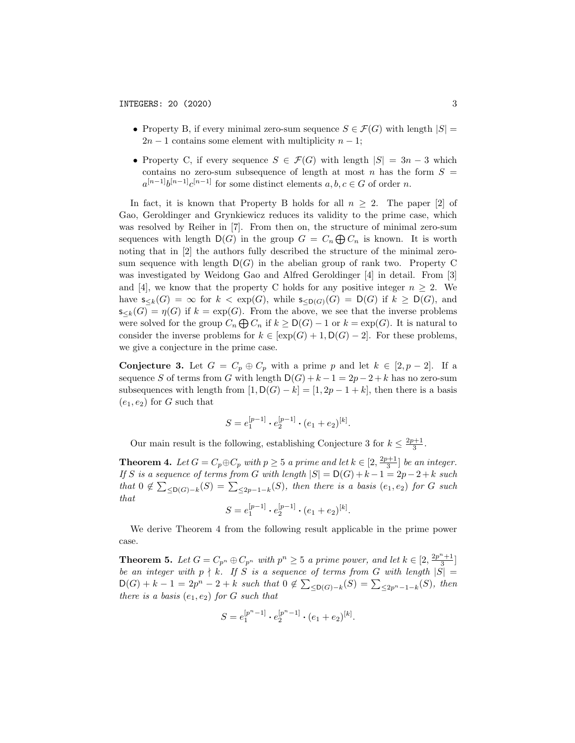- Property B, if every minimal zero-sum sequence $S \in \mathcal{F}(G)$ with length $|S| = 2n-1$ contains some element with multiplicity $n-1$;
- Property C, if every sequence $S \in \mathcal{F}(G)$ with length $|S| = 3n-3$ which contains no zero-sum subsequence of length at most $n$ has the form $S = a^{[n-1]}b^{[n-1]}c^{[n-1]}$ for some distinct elements $a, b, c \in G$ of order $n$.

In fact, it is known that Property B holds for all $n \geq 2$. The paper [2] of Gao, Geroldinger and Grynkiewicz reduces its validity to the prime case, which was resolved by Reiher in [7]. From then on, the structure of minimal zero-sum sequences with length $\mathsf{D}(G)$ in the group $G = C_n \bigoplus C_n$ is known. It is worth noting that in [2] the authors fully described the structure of the minimal zero-sum sequence with length $\mathsf{D}(G)$ in the abelian group of rank two. Property C was investigated by Weidong Gao and Alfred Geroldinger [4] in detail. From [3] and [4], we know that the property C holds for any positive integer $n \geq 2$. We have $\mathsf{s}_{\leq k}(G) = \infty$ for $k < \exp(G)$, while $\mathsf{s}_{\leq \mathsf{D}(G)}(G) = \mathsf{D}(G)$ if $k \geq \mathsf{D}(G)$, and $\mathsf{s}_{\leq k}(G) = \eta(G)$ if $k = \exp(G)$. From the above, we see that the inverse problems were solved for the group $C_n \bigoplus C_n$ if $k \geq \mathsf{D}(G) - 1$ or $k = \exp(G)$. It is natural to consider the inverse problems for $k \in [\exp(G) + 1, \mathsf{D}(G) - 2]$. For these problems, we give a conjecture in the prime case.

**Conjecture 3.** Let $G = C_p \oplus C_p$ with a prime $p$ and let $k \in [2, p-2]$. If a sequence $S$ of terms from $G$ with length $\mathsf{D}(G) + k - 1 = 2p - 2 + k$ has no zero-sum subsequences with length from $[1, \mathsf{D}(G) - k] = [1, 2p - 1 + k]$, then there is a basis $(e_1, e_2)$ for $G$ such that

$$S = e_1^{[p-1]} \cdot e_2^{[p-1]} \cdot (e_1 + e_2)^{[k]}.$$

Our main result is the following, establishing Conjecture 3 for $k \leq \frac{2p+1}{3}$.

**Theorem 4.** *Let $G = C_p \oplus C_p$ with $p \geq 5$ a prime and let $k \in [2, \frac{2p+1}{3}]$ be an integer. If $S$ is a sequence of terms from $G$ with length $|S| = \mathsf{D}(G) + k - 1 = 2p - 2 + k$ such that $0 \notin \sum_{\leq \mathsf{D}(G)-k}(S) = \sum_{\leq 2p-1-k}(S)$, then there is a basis $(e_1, e_2)$ for $G$ such that*

$$S = e_1^{[p-1]} \cdot e_2^{[p-1]} \cdot (e_1 + e_2)^{[k]}.$$

We derive Theorem 4 from the following result applicable in the prime power case.

**Theorem 5.** *Let $G = C_{p^n} \oplus C_{p^n}$ with $p^n \geq 5$ a prime power, and let $k \in [2, \frac{2p^n+1}{3}]$ be an integer with $p \nmid k$. If $S$ is a sequence of terms from $G$ with length $|S| = \mathsf{D}(G) + k - 1 = 2p^n - 2 + k$ such that $0 \notin \sum_{\leq \mathsf{D}(G)-k}(S) = \sum_{\leq 2p^n-1-k}(S)$, then there is a basis $(e_1, e_2)$ for $G$ such that*

$$S = e_1^{[p^n-1]} \cdot e_2^{[p^n-1]} \cdot (e_1 + e_2)^{[k]}.$$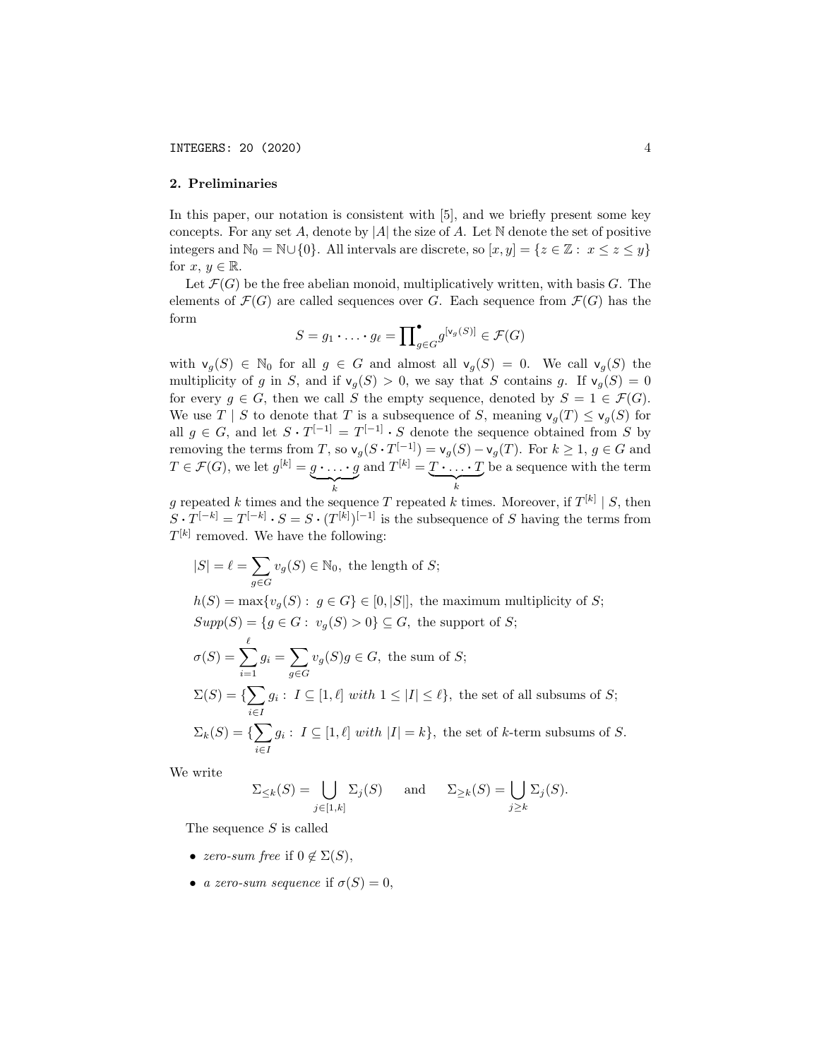## 2. Preliminaries

In this paper, our notation is consistent with [5], and we briefly present some key concepts. For any set $A$, denote by $|A|$ the size of $A$. Let $\mathbb{N}$ denote the set of positive integers and $\mathbb{N}_0 = \mathbb{N} \cup \{0\}$. All intervals are discrete, so $[x, y] = \{z \in \mathbb{Z} : x \le z \le y\}$ for $x, y \in \mathbb{R}$.

Let $\mathcal{F}(G)$ be the free abelian monoid, multiplicatively written, with basis $G$. The elements of $\mathcal{F}(G)$ are called sequences over $G$. Each sequence from $\mathcal{F}(G)$ has the form

$$S = g_1 \boldsymbol{\cdot} \ldots \boldsymbol{\cdot} g_\ell = \prod\nolimits^{\bullet}_{g \in G} g^{[\mathsf{v}_g(S)]} \in \mathcal{F}(G)$$

with $\mathsf{v}_g(S) \in \mathbb{N}_0$ for all $g \in G$ and almost all $\mathsf{v}_g(S) = 0$. We call $\mathsf{v}_g(S)$ the multiplicity of $g$ in $S$, and if $\mathsf{v}_g(S) > 0$, we say that $S$ contains $g$. If $\mathsf{v}_g(S) = 0$ for every $g \in G$, then we call $S$ the empty sequence, denoted by $S = 1 \in \mathcal{F}(G)$. We use $T \mid S$ to denote that $T$ is a subsequence of $S$, meaning $\mathsf{v}_g(T) \le \mathsf{v}_g(S)$ for all $g \in G$, and let $S \boldsymbol{\cdot} T^{[-1]} = T^{[-1]} \boldsymbol{\cdot} S$ denote the sequence obtained from $S$ by removing the terms from $T$, so $\mathsf{v}_g(S \boldsymbol{\cdot} T^{[-1]}) = \mathsf{v}_g(S) - \mathsf{v}_g(T)$. For $k \ge 1$, $g \in G$ and $T \in \mathcal{F}(G)$, we let $g^{[k]} = \underbrace{g \boldsymbol{\cdot} \ldots \boldsymbol{\cdot} g}_{k}$ and $T^{[k]} = \underbrace{T \boldsymbol{\cdot} \ldots \boldsymbol{\cdot} T}_{k}$ be a sequence with the term $g$ repeated $k$ times and the sequence $T$ repeated $k$ times. Moreover, if $T^{[k]} \mid S$, then $S \boldsymbol{\cdot} T^{[-k]} = T^{[-k]} \boldsymbol{\cdot} S = S \boldsymbol{\cdot} (T^{[k]})^{[-1]}$ is the subsequence of $S$ having the terms from $T^{[k]}$ removed. We have the following:

$|S| = \ell = \sum_{g \in G} v_g(S) \in \mathbb{N}_0$, the length of $S$;

$h(S) = \max\{v_g(S) : g \in G\} \in [0, |S|]$, the maximum multiplicity of $S$;

$Supp(S) = \{g \in G : v_g(S) > 0\} \subseteq G$, the support of $S$;

$\sigma(S) = \sum_{i=1}^{\ell} g_i = \sum_{g \in G} v_g(S) g \in G$, the sum of $S$;

$\Sigma(S) = \{\sum_{i \in I} g_i : I \subseteq [1, \ell] \text{ with } 1 \le |I| \le \ell\}$, the set of all subsums of $S$;

$\Sigma_k(S) = \{\sum_{i \in I} g_i : I \subseteq [1, \ell] \text{ with } |I| = k\}$, the set of $k$-term subsums of $S$.

We write

$$\Sigma_{\le k}(S) = \bigcup_{j \in [1,k]} \Sigma_j(S) \quad \text{and} \quad \Sigma_{\ge k}(S) = \bigcup_{j \ge k} \Sigma_j(S).$$

The sequence $S$ is called

- *zero-sum free* if $0 \notin \Sigma(S)$,
- *a zero-sum sequence* if $\sigma(S) = 0$,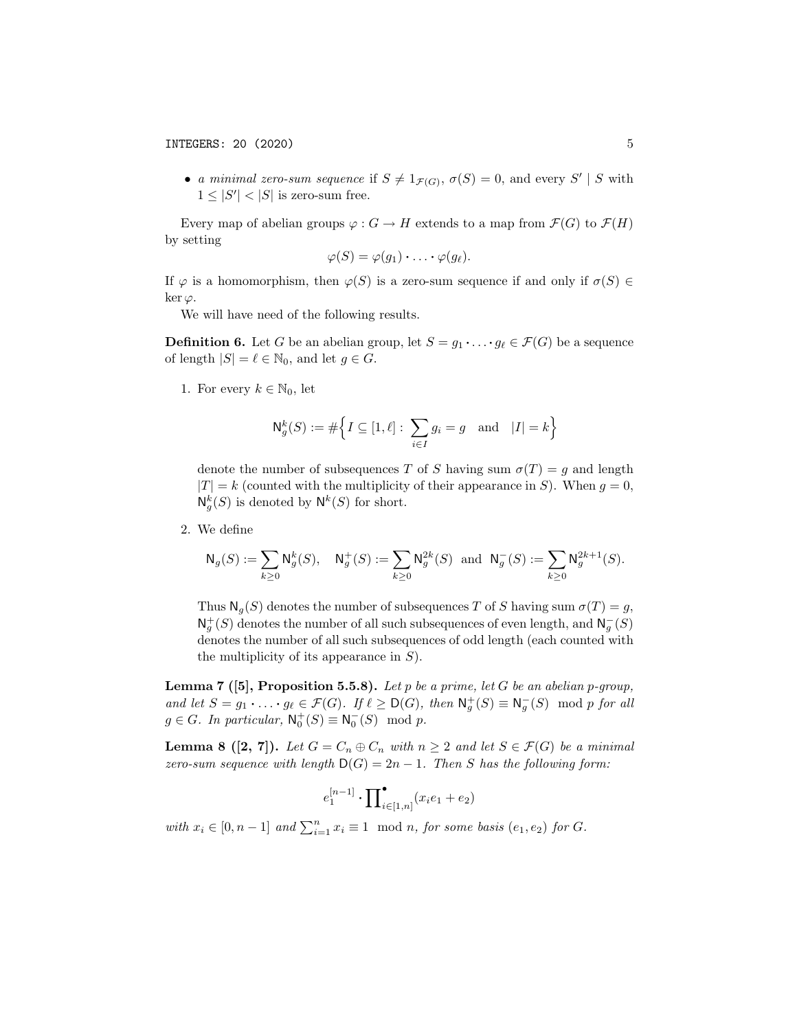- *a minimal zero-sum sequence* if $S \neq 1_{\mathcal{F}(G)}$, $\sigma(S) = 0$, and every $S' \mid S$ with $1 \leq |S'| < |S|$ is zero-sum free.

Every map of abelian groups $\varphi : G \to H$ extends to a map from $\mathcal{F}(G)$ to $\mathcal{F}(H)$ by setting

$$\varphi(S) = \varphi(g_1) \boldsymbol{\cdot} \ldots \boldsymbol{\cdot} \varphi(g_\ell).$$

If $\varphi$ is a homomorphism, then $\varphi(S)$ is a zero-sum sequence if and only if $\sigma(S) \in \ker \varphi$.

We will have need of the following results.

**Definition 6.** Let $G$ be an abelian group, let $S = g_1 \boldsymbol{\cdot} \ldots \boldsymbol{\cdot} g_\ell \in \mathcal{F}(G)$ be a sequence of length $|S| = \ell \in \mathbb{N}_0$, and let $g \in G$.

1. For every $k \in \mathbb{N}_0$, let

$$\mathsf{N}_g^k(S) := \#\Big\{ I \subseteq [1, \ell] : \sum_{i \in I} g_i = g \quad \text{and} \quad |I| = k \Big\}$$

denote the number of subsequences $T$ of $S$ having sum $\sigma(T) = g$ and length $|T| = k$ (counted with the multiplicity of their appearance in $S$). When $g = 0$, $\mathsf{N}_g^k(S)$ is denoted by $\mathsf{N}^k(S)$ for short.

2. We define

$$\mathsf{N}_g(S) := \sum_{k \geq 0} \mathsf{N}_g^k(S), \quad \mathsf{N}_g^+(S) := \sum_{k \geq 0} \mathsf{N}_g^{2k}(S) \ \text{ and } \ \mathsf{N}_g^-(S) := \sum_{k \geq 0} \mathsf{N}_g^{2k+1}(S).$$

Thus $\mathsf{N}_g(S)$ denotes the number of subsequences $T$ of $S$ having sum $\sigma(T) = g$, $\mathsf{N}_g^+(S)$ denotes the number of all such subsequences of even length, and $\mathsf{N}_g^-(S)$ denotes the number of all such subsequences of odd length (each counted with the multiplicity of its appearance in $S$).

**Lemma 7 ([5], Proposition 5.5.8).** *Let $p$ be a prime, let $G$ be an abelian $p$-group, and let $S = g_1 \boldsymbol{\cdot} \ldots \boldsymbol{\cdot} g_\ell \in \mathcal{F}(G)$. If $\ell \geq \mathsf{D}(G)$, then $\mathsf{N}_g^+(S) \equiv \mathsf{N}_g^-(S) \mod p$ for all $g \in G$. In particular, $\mathsf{N}_0^+(S) \equiv \mathsf{N}_0^-(S) \mod p$.*

**Lemma 8 ([2, 7]).** *Let $G = C_n \oplus C_n$ with $n \geq 2$ and let $S \in \mathcal{F}(G)$ be a minimal zero-sum sequence with length $\mathsf{D}(G) = 2n - 1$. Then $S$ has the following form:*

$$e_1^{[n-1]} \boldsymbol{\cdot} {\prod}^{\bullet}_{i \in [1,n]} (x_i e_1 + e_2)$$

*with $x_i \in [0, n-1]$ and $\sum_{i=1}^n x_i \equiv 1 \mod n$, for some basis $(e_1, e_2)$ for $G$.*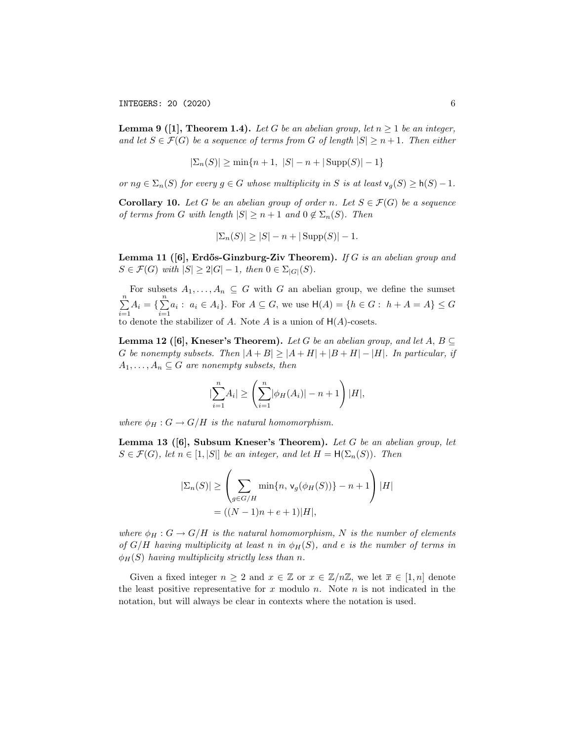**Lemma 9 ([1], Theorem 1.4).** *Let $G$ be an abelian group, let $n \geq 1$ be an integer, and let $S \in \mathcal{F}(G)$ be a sequence of terms from $G$ of length $|S| \geq n+1$. Then either*

$$|\Sigma_n(S)| \geq \min\{n+1,\ |S| - n + |\operatorname{Supp}(S)| - 1\}$$

*or $ng \in \Sigma_n(S)$ for every $g \in G$ whose multiplicity in $S$ is at least $\mathsf{v}_g(S) \geq \mathsf{h}(S) - 1$.*

**Corollary 10.** *Let $G$ be an abelian group of order $n$. Let $S \in \mathcal{F}(G)$ be a sequence of terms from $G$ with length $|S| \geq n+1$ and $0 \notin \Sigma_n(S)$. Then*

$$|\Sigma_n(S)| \geq |S| - n + |\operatorname{Supp}(S)| - 1.$$

**Lemma 11 ([6], Erdős-Ginzburg-Ziv Theorem).** *If $G$ is an abelian group and $S \in \mathcal{F}(G)$ with $|S| \geq 2|G| - 1$, then $0 \in \Sigma_{|G|}(S)$.*

For subsets $A_1, \ldots, A_n \subseteq G$ with $G$ an abelian group, we define the sumset $\sum\limits_{i=1}^{n} A_i = \{\sum\limits_{i=1}^{n} a_i :\ a_i \in A_i\}$. For $A \subseteq G$, we use $\mathsf{H}(A) = \{h \in G :\ h + A = A\} \leq G$ to denote the stabilizer of $A$. Note $A$ is a union of $\mathsf{H}(A)$-cosets.

**Lemma 12 ([6], Kneser's Theorem).** *Let $G$ be an abelian group, and let $A, B \subseteq G$ be nonempty subsets. Then $|A+B| \geq |A+H| + |B+H| - |H|$. In particular, if $A_1, \ldots, A_n \subseteq G$ are nonempty subsets, then*

$$|\sum_{i=1}^{n} A_i| \geq \left(\sum_{i=1}^{n} |\phi_H(A_i)| - n + 1\right)|H|,$$

*where $\phi_H : G \to G/H$ is the natural homomorphism.*

**Lemma 13 ([6], Subsum Kneser's Theorem).** *Let $G$ be an abelian group, let $S \in \mathcal{F}(G)$, let $n \in [1, |S|]$ be an integer, and let $H = \mathsf{H}(\Sigma_n(S))$. Then*

$$\begin{aligned}
|\Sigma_n(S)| &\geq \left(\sum_{g \in G/H} \min\{n,\ \mathsf{v}_g(\phi_H(S))\} - n + 1\right)|H| \\
&= ((N-1)n + e + 1)|H|,
\end{aligned}$$

*where $\phi_H : G \to G/H$ is the natural homomorphism, $N$ is the number of elements of $G/H$ having multiplicity at least $n$ in $\phi_H(S)$, and $e$ is the number of terms in $\phi_H(S)$ having multiplicity strictly less than $n$.*

Given a fixed integer $n \geq 2$ and $x \in \mathbb{Z}$ or $x \in \mathbb{Z}/n\mathbb{Z}$, we let $\overline{x} \in [1, n]$ denote the least positive representative for $x$ modulo $n$. Note $n$ is not indicated in the notation, but will always be clear in contexts where the notation is used.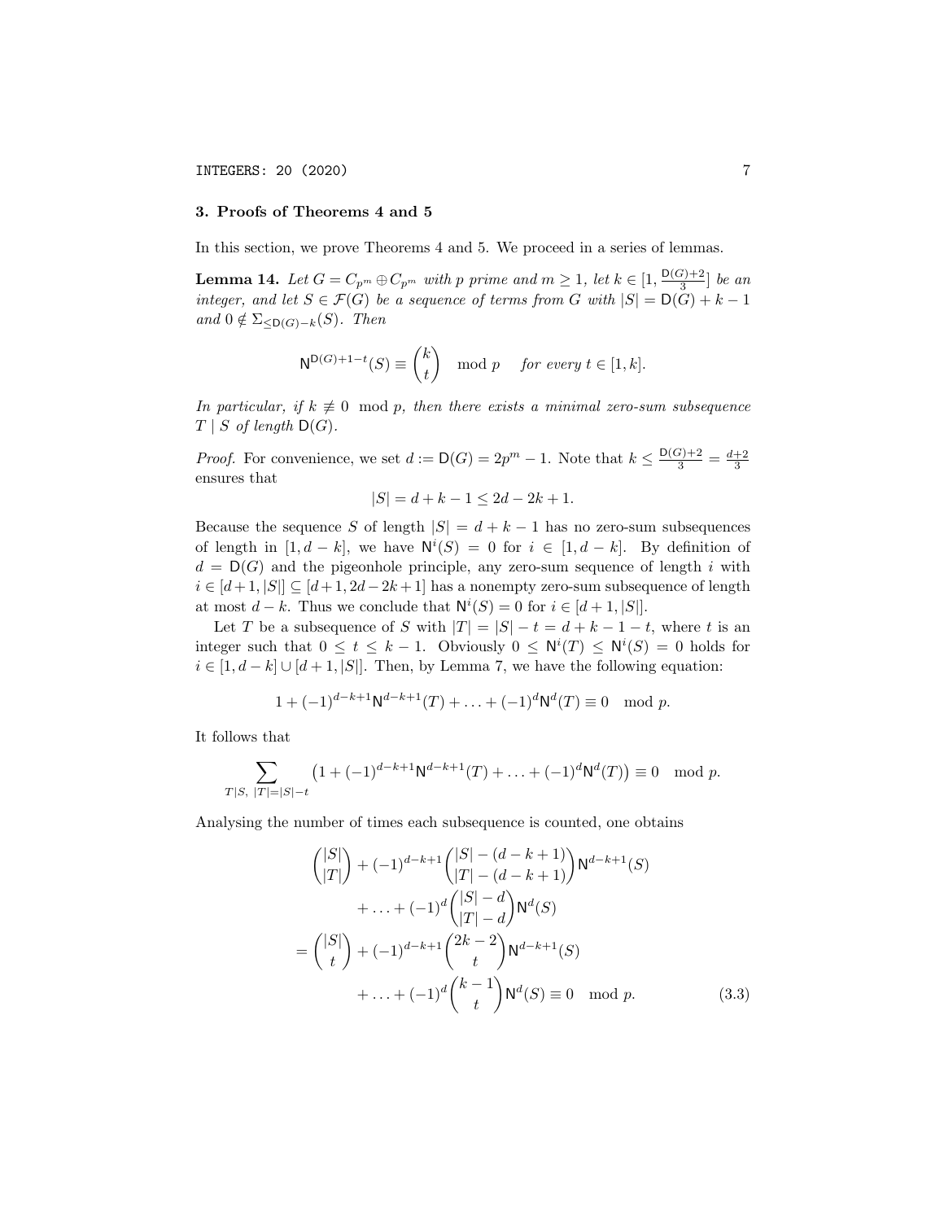## 3. Proofs of Theorems 4 and 5

In this section, we prove Theorems 4 and 5. We proceed in a series of lemmas.

**Lemma 14.** *Let $G = C_{p^m} \oplus C_{p^m}$ with $p$ prime and $m \geq 1$, let $k \in [1, \frac{\mathsf{D}(G)+2}{3}]$ be an integer, and let $S \in \mathcal{F}(G)$ be a sequence of terms from $G$ with $|S| = \mathsf{D}(G) + k - 1$ and $0 \notin \Sigma_{\leq \mathsf{D}(G)-k}(S)$. Then*

$$\mathsf{N}^{\mathsf{D}(G)+1-t}(S) \equiv \binom{k}{t} \mod p \quad \textit{for every } t \in [1, k].$$

*In particular, if $k \not\equiv 0 \mod p$, then there exists a minimal zero-sum subsequence $T \mid S$ of length $\mathsf{D}(G)$.*

*Proof.* For convenience, we set $d := \mathsf{D}(G) = 2p^m - 1$. Note that $k \leq \frac{\mathsf{D}(G)+2}{3} = \frac{d+2}{3}$ ensures that

$$|S| = d + k - 1 \leq 2d - 2k + 1.$$

Because the sequence $S$ of length $|S| = d + k - 1$ has no zero-sum subsequences of length in $[1, d - k]$, we have $\mathsf{N}^i(S) = 0$ for $i \in [1, d - k]$. By definition of $d = \mathsf{D}(G)$ and the pigeonhole principle, any zero-sum sequence of length $i$ with $i \in [d+1, |S|] \subseteq [d+1, 2d-2k+1]$ has a nonempty zero-sum subsequence of length at most $d - k$. Thus we conclude that $\mathsf{N}^i(S) = 0$ for $i \in [d + 1, |S|]$.

Let $T$ be a subsequence of $S$ with $|T| = |S| - t = d + k - 1 - t$, where $t$ is an integer such that $0 \leq t \leq k - 1$. Obviously $0 \leq \mathsf{N}^i(T) \leq \mathsf{N}^i(S) = 0$ holds for $i \in [1, d - k] \cup [d + 1, |S|]$. Then, by Lemma 7, we have the following equation:

$$1 + (-1)^{d-k+1}\mathsf{N}^{d-k+1}(T) + \ldots + (-1)^d\mathsf{N}^d(T) \equiv 0 \mod p.$$

It follows that

$$\sum_{T|S,\ |T|=|S|-t} \left(1 + (-1)^{d-k+1}\mathsf{N}^{d-k+1}(T) + \ldots + (-1)^d\mathsf{N}^d(T)\right) \equiv 0 \mod p.$$

Analysing the number of times each subsequence is counted, one obtains

$$\begin{aligned}
&\binom{|S|}{|T|} + (-1)^{d-k+1}\binom{|S| - (d-k+1)}{|T| - (d-k+1)}\mathsf{N}^{d-k+1}(S) \\
&\qquad + \ldots + (-1)^d\binom{|S| - d}{|T| - d}\mathsf{N}^d(S) \\
= &\binom{|S|}{t} + (-1)^{d-k+1}\binom{2k-2}{t}\mathsf{N}^{d-k+1}(S) \\
&\qquad + \ldots + (-1)^d\binom{k-1}{t}\mathsf{N}^d(S) \equiv 0 \mod p. \qquad (3.3)
\end{aligned}$$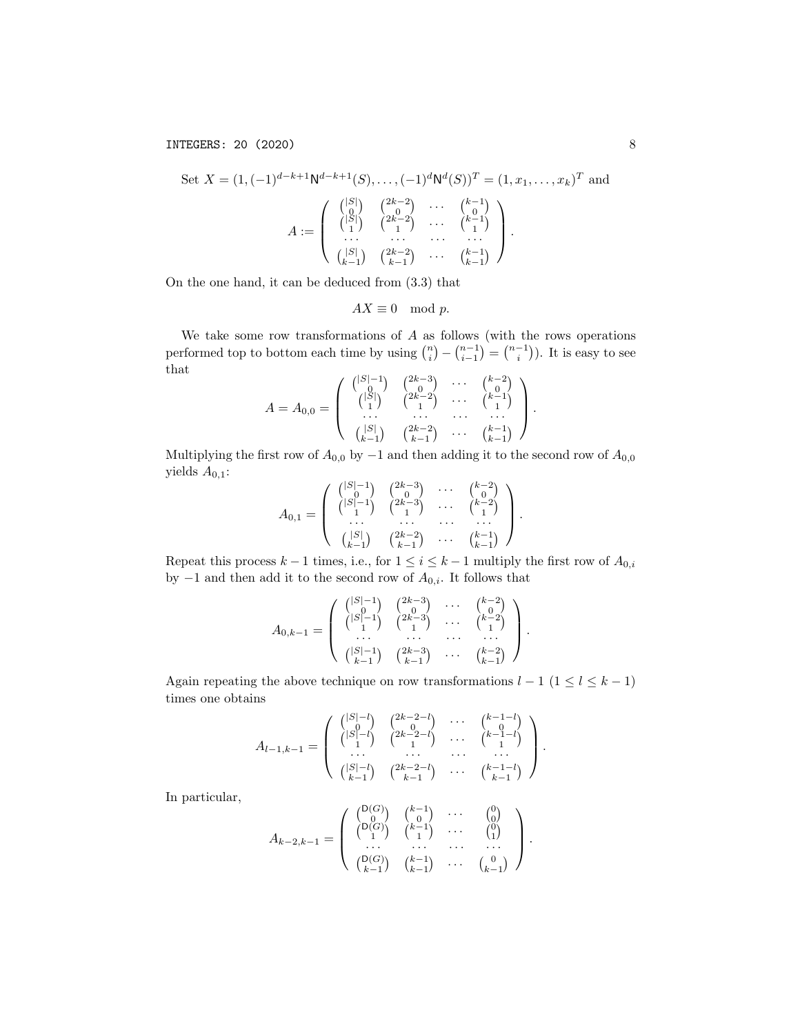Set $X = (1, (-1)^{d-k+1}\mathsf{N}^{d-k+1}(S), \ldots, (-1)^d \mathsf{N}^d(S))^T = (1, x_1, \ldots, x_k)^T$ and

$$A := \begin{pmatrix} \binom{|S|}{0} & \binom{2k-2}{0} & \cdots & \binom{k-1}{0} \\ \binom{|S|}{1} & \binom{2k-2}{1} & \cdots & \binom{k-1}{1} \\ \cdots & \cdots & \cdots & \cdots \\ \binom{|S|}{k-1} & \binom{2k-2}{k-1} & \cdots & \binom{k-1}{k-1} \end{pmatrix}.$$

On the one hand, it can be deduced from (3.3) that

$$AX \equiv 0 \mod p.$$

We take some row transformations of $A$ as follows (with the rows operations performed top to bottom each time by using $\binom{n}{i} - \binom{n-1}{i-1} = \binom{n-1}{i}$). It is easy to see that

$$A = A_{0,0} = \begin{pmatrix} \binom{|S|-1}{0} & \binom{2k-3}{0} & \cdots & \binom{k-2}{0} \\ \binom{|S|}{1} & \binom{2k-2}{1} & \cdots & \binom{k-1}{1} \\ \cdots & \cdots & \cdots & \cdots \\ \binom{|S|}{k-1} & \binom{2k-2}{k-1} & \cdots & \binom{k-1}{k-1} \end{pmatrix}.$$

Multiplying the first row of $A_{0,0}$ by $-1$ and then adding it to the second row of $A_{0,0}$ yields $A_{0,1}$:

$$A_{0,1} = \begin{pmatrix} \binom{|S|-1}{0} & \binom{2k-3}{0} & \cdots & \binom{k-2}{0} \\ \binom{|S|-1}{1} & \binom{2k-3}{1} & \cdots & \binom{k-2}{1} \\ \cdots & \cdots & \cdots & \cdots \\ \binom{|S|}{k-1} & \binom{2k-2}{k-1} & \cdots & \binom{k-1}{k-1} \end{pmatrix}.$$

Repeat this process $k-1$ times, i.e., for $1 \le i \le k-1$ multiply the first row of $A_{0,i}$ by $-1$ and then add it to the second row of $A_{0,i}$. It follows that

$$A_{0,k-1} = \begin{pmatrix} \binom{|S|-1}{0} & \binom{2k-3}{0} & \cdots & \binom{k-2}{0} \\ \binom{|S|-1}{1} & \binom{2k-3}{1} & \cdots & \binom{k-2}{1} \\ \cdots & \cdots & \cdots & \cdots \\ \binom{|S|-1}{k-1} & \binom{2k-3}{k-1} & \cdots & \binom{k-2}{k-1} \end{pmatrix}.$$

Again repeating the above technique on row transformations $l-1$ $(1 \le l \le k-1)$ times one obtains

$$A_{l-1,k-1} = \begin{pmatrix} \binom{|S|-l}{0} & \binom{2k-2-l}{0} & \cdots & \binom{k-1-l}{0} \\ \binom{|S|-l}{1} & \binom{2k-2-l}{1} & \cdots & \binom{k-1-l}{1} \\ \cdots & \cdots & \cdots & \cdots \\ \binom{|S|-l}{k-1} & \binom{2k-2-l}{k-1} & \cdots & \binom{k-1-l}{k-1} \end{pmatrix}.$$

In particular,

$$A_{k-2,k-1} = \begin{pmatrix} \binom{\mathsf{D}(G)}{0} & \binom{k-1}{0} & \cdots & \binom{0}{0} \\ \binom{\mathsf{D}(G)}{1} & \binom{k-1}{1} & \cdots & \binom{0}{1} \\ \cdots & \cdots & \cdots & \cdots \\ \binom{\mathsf{D}(G)}{k-1} & \binom{k-1}{k-1} & \cdots & \binom{0}{k-1} \end{pmatrix}.$$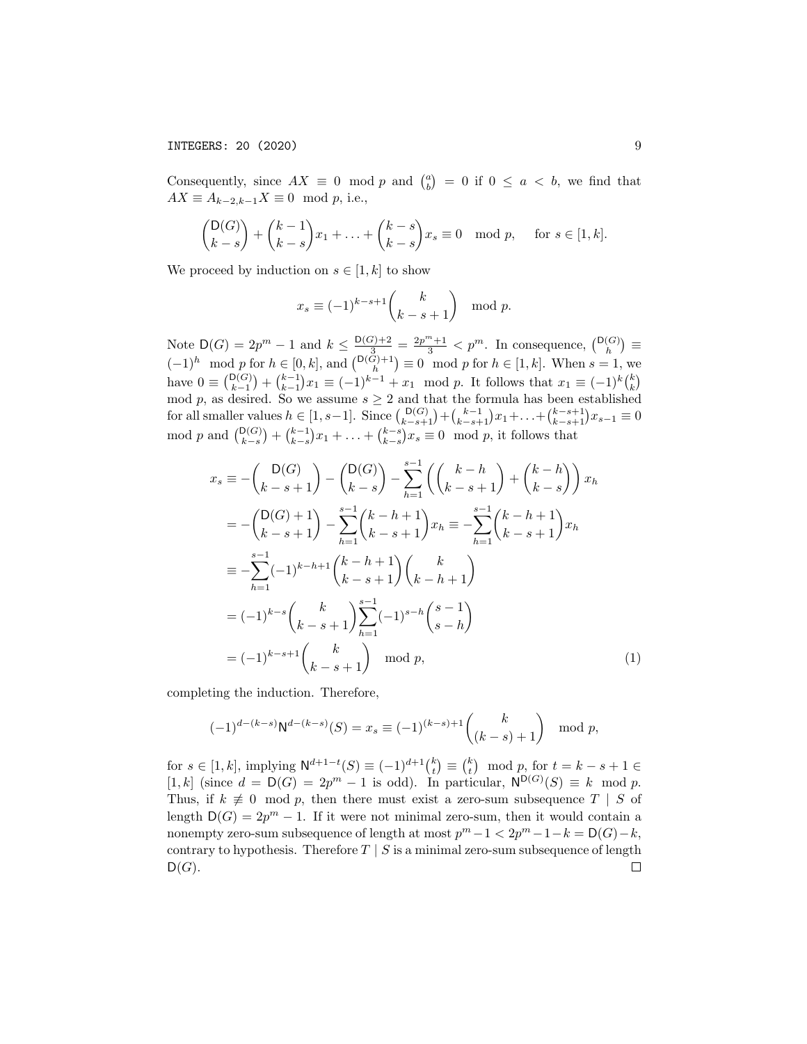Consequently, since $AX \equiv 0 \mod p$ and $\binom{a}{b} = 0$ if $0 \le a < b$, we find that $AX \equiv A_{k-2,k-1}X \equiv 0 \mod p$, i.e.,

$$\binom{\mathsf{D}(G)}{k-s} + \binom{k-1}{k-s}x_1 + \ldots + \binom{k-s}{k-s}x_s \equiv 0 \mod p, \quad \text{for } s \in [1,k].$$

We proceed by induction on $s \in [1,k]$ to show

$$x_s \equiv (-1)^{k-s+1}\binom{k}{k-s+1} \mod p.$$

Note $\mathsf{D}(G) = 2p^m - 1$ and $k \le \frac{\mathsf{D}(G)+2}{3} = \frac{2p^m+1}{3} < p^m$. In consequence, $\binom{\mathsf{D}(G)}{h} \equiv (-1)^h \mod p$ for $h \in [0,k]$, and $\binom{\mathsf{D}(G)+1}{h} \equiv 0 \mod p$ for $h \in [1,k]$. When $s = 1$, we have $0 \equiv \binom{\mathsf{D}(G)}{k-1} + \binom{k-1}{k-1}x_1 \equiv (-1)^{k-1} + x_1 \mod p$. It follows that $x_1 \equiv (-1)^k\binom{k}{k}$ mod $p$, as desired. So we assume $s \ge 2$ and that the formula has been established for all smaller values $h \in [1, s-1]$. Since $\binom{\mathsf{D}(G)}{k-s+1} + \binom{k-1}{k-s+1}x_1 + \ldots + \binom{k-s+1}{k-s+1}x_{s-1} \equiv 0$ mod $p$ and $\binom{\mathsf{D}(G)}{k-s} + \binom{k-1}{k-s}x_1 + \ldots + \binom{k-s}{k-s}x_s \equiv 0 \mod p$, it follows that

$$\begin{aligned}
x_s &\equiv -\binom{\mathsf{D}(G)}{k-s+1} - \binom{\mathsf{D}(G)}{k-s} - \sum_{h=1}^{s-1}\left(\binom{k-h}{k-s+1} + \binom{k-h}{k-s}\right)x_h \\
&= -\binom{\mathsf{D}(G)+1}{k-s+1} - \sum_{h=1}^{s-1}\binom{k-h+1}{k-s+1}x_h \equiv -\sum_{h=1}^{s-1}\binom{k-h+1}{k-s+1}x_h \\
&\equiv -\sum_{h=1}^{s-1}(-1)^{k-h+1}\binom{k-h+1}{k-s+1}\binom{k}{k-h+1} \\
&= (-1)^{k-s}\binom{k}{k-s+1}\sum_{h=1}^{s-1}(-1)^{s-h}\binom{s-1}{s-h} \\
&= (-1)^{k-s+1}\binom{k}{k-s+1} \mod p, \qquad (1)
\end{aligned}$$

completing the induction. Therefore,

$$(-1)^{d-(k-s)}\mathsf{N}^{d-(k-s)}(S) = x_s \equiv (-1)^{(k-s)+1}\binom{k}{(k-s)+1} \mod p,$$

for $s \in [1,k]$, implying $\mathsf{N}^{d+1-t}(S) \equiv (-1)^{d+1}\binom{k}{t} \equiv \binom{k}{t} \mod p$, for $t = k-s+1 \in [1,k]$ (since $d = \mathsf{D}(G) = 2p^m - 1$ is odd). In particular, $\mathsf{N}^{\mathsf{D}(G)}(S) \equiv k \mod p$. Thus, if $k \not\equiv 0 \mod p$, then there must exist a zero-sum subsequence $T \mid S$ of length $\mathsf{D}(G) = 2p^m - 1$. If it were not minimal zero-sum, then it would contain a nonempty zero-sum subsequence of length at most $p^m - 1 < 2p^m - 1 - k = \mathsf{D}(G) - k$, contrary to hypothesis. Therefore $T \mid S$ is a minimal zero-sum subsequence of length $\mathsf{D}(G)$. $\square$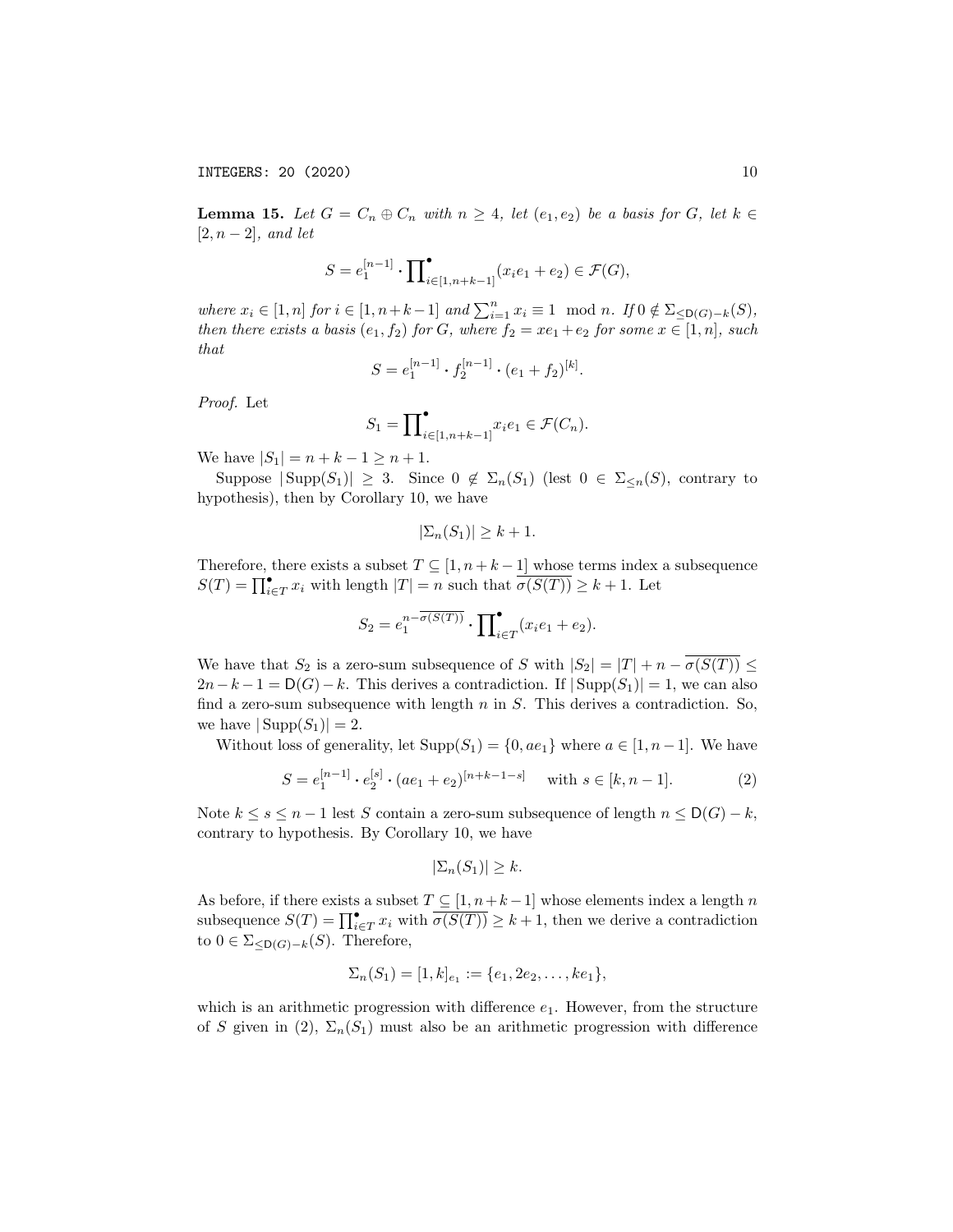**Lemma 15.** *Let $G = C_n \oplus C_n$ with $n \geq 4$, let $(e_1, e_2)$ be a basis for $G$, let $k \in [2, n-2]$, and let*

$$S = e_1^{[n-1]} \boldsymbol{\cdot} \prod\nolimits^{\bullet}_{i \in [1, n+k-1]} (x_i e_1 + e_2) \in \mathcal{F}(G),$$

*where $x_i \in [1, n]$ for $i \in [1, n+k-1]$ and $\sum_{i=1}^{n} x_i \equiv 1 \mod n$. If $0 \notin \Sigma_{\leq \mathsf{D}(G)-k}(S)$, then there exists a basis $(e_1, f_2)$ for $G$, where $f_2 = xe_1 + e_2$ for some $x \in [1, n]$, such that*

$$S = e_1^{[n-1]} \boldsymbol{\cdot} f_2^{[n-1]} \boldsymbol{\cdot} (e_1 + f_2)^{[k]}.$$

*Proof.* Let

$$S_1 = \prod\nolimits^{\bullet}_{i \in [1, n+k-1]} x_i e_1 \in \mathcal{F}(C_n).$$

We have $|S_1| = n + k - 1 \geq n + 1$.

Suppose $|\operatorname{Supp}(S_1)| \geq 3$. Since $0 \notin \Sigma_n(S_1)$ (lest $0 \in \Sigma_{\leq n}(S)$, contrary to hypothesis), then by Corollary 10, we have

$$|\Sigma_n(S_1)| \geq k + 1.$$

Therefore, there exists a subset $T \subseteq [1, n+k-1]$ whose terms index a subsequence $S(T) = \prod^{\bullet}_{i \in T} x_i$ with length $|T| = n$ such that $\overline{\sigma(S(T))} \geq k + 1$. Let

$$S_2 = e_1^{n - \overline{\sigma(S(T))}} \boldsymbol{\cdot} \prod\nolimits^{\bullet}_{i \in T} (x_i e_1 + e_2).$$

We have that $S_2$ is a zero-sum subsequence of $S$ with $|S_2| = |T| + n - \overline{\sigma(S(T))} \leq 2n - k - 1 = \mathsf{D}(G) - k$. This derives a contradiction. If $|\operatorname{Supp}(S_1)| = 1$, we can also find a zero-sum subsequence with length $n$ in $S$. This derives a contradiction. So, we have $|\operatorname{Supp}(S_1)| = 2$.

Without loss of generality, let $\operatorname{Supp}(S_1) = \{0, ae_1\}$ where $a \in [1, n-1]$. We have

$$S = e_1^{[n-1]} \boldsymbol{\cdot} e_2^{[s]} \boldsymbol{\cdot} (ae_1 + e_2)^{[n+k-1-s]} \quad \text{ with } s \in [k, n-1]. \tag{2}$$

Note $k \leq s \leq n - 1$ lest $S$ contain a zero-sum subsequence of length $n \leq \mathsf{D}(G) - k$, contrary to hypothesis. By Corollary 10, we have

$$|\Sigma_n(S_1)| \geq k.$$

As before, if there exists a subset $T \subseteq [1, n+k-1]$ whose elements index a length $n$ subsequence $S(T) = \prod^{\bullet}_{i \in T} x_i$ with $\overline{\sigma(S(T))} \geq k + 1$, then we derive a contradiction to $0 \in \Sigma_{\leq \mathsf{D}(G)-k}(S)$. Therefore,

$$\Sigma_n(S_1) = [1, k]_{e_1} := \{e_1, 2e_2, \ldots, ke_1\},$$

which is an arithmetic progression with difference $e_1$. However, from the structure of $S$ given in (2), $\Sigma_n(S_1)$ must also be an arithmetic progression with difference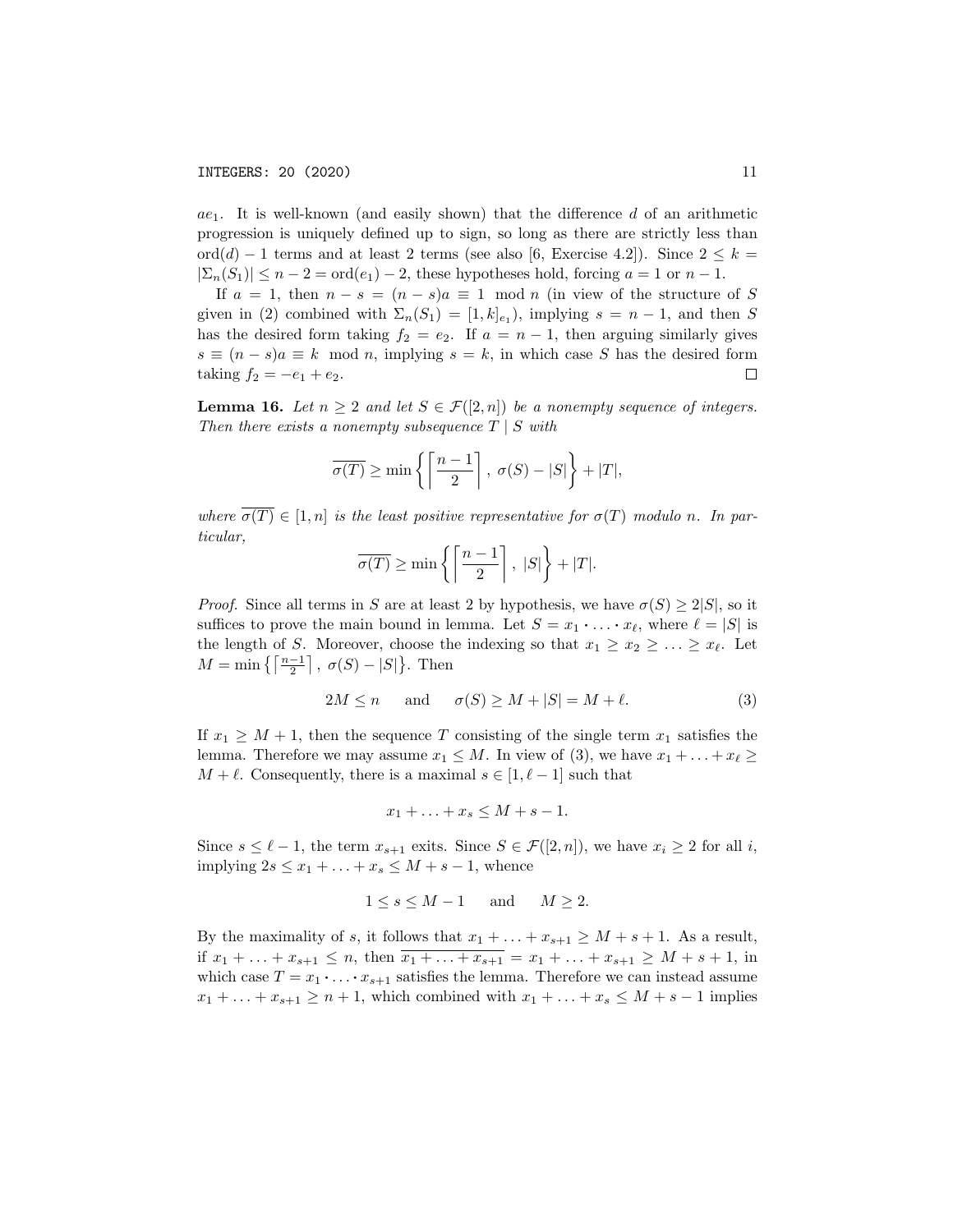$ae_1$. It is well-known (and easily shown) that the difference $d$ of an arithmetic progression is uniquely defined up to sign, so long as there are strictly less than $\mathrm{ord}(d) - 1$ terms and at least 2 terms (see also [6, Exercise 4.2]). Since $2 \le k = |\Sigma_n(S_1)| \le n - 2 = \mathrm{ord}(e_1) - 2$, these hypotheses hold, forcing $a = 1$ or $n - 1$.

If $a = 1$, then $n - s = (n - s)a \equiv 1 \mod n$ (in view of the structure of $S$ given in (2) combined with $\Sigma_n(S_1) = [1, k]_{e_1}$), implying $s = n - 1$, and then $S$ has the desired form taking $f_2 = e_2$. If $a = n - 1$, then arguing similarly gives $s \equiv (n - s)a \equiv k \mod n$, implying $s = k$, in which case $S$ has the desired form taking $f_2 = -e_1 + e_2$. $\square$

**Lemma 16.** *Let $n \ge 2$ and let $S \in \mathcal{F}([2, n])$ be a nonempty sequence of integers. Then there exists a nonempty subsequence $T \mid S$ with*

$$\overline{\sigma(T)} \ge \min\left\{\left\lceil \frac{n-1}{2} \right\rceil,\ \sigma(S) - |S|\right\} + |T|,$$

*where $\overline{\sigma(T)} \in [1, n]$ is the least positive representative for $\sigma(T)$ modulo $n$. In particular,*

$$\overline{\sigma(T)} \ge \min\left\{\left\lceil \frac{n-1}{2} \right\rceil,\ |S|\right\} + |T|.$$

*Proof.* Since all terms in $S$ are at least 2 by hypothesis, we have $\sigma(S) \ge 2|S|$, so it suffices to prove the main bound in lemma. Let $S = x_1 \boldsymbol{\cdot} \ldots \boldsymbol{\cdot} x_\ell$, where $\ell = |S|$ is the length of $S$. Moreover, choose the indexing so that $x_1 \ge x_2 \ge \ldots \ge x_\ell$. Let $M = \min\left\{\left\lceil \frac{n-1}{2} \right\rceil,\ \sigma(S) - |S|\right\}$. Then

$$2M \le n \qquad \text{and} \qquad \sigma(S) \ge M + |S| = M + \ell. \tag{3}$$

If $x_1 \ge M + 1$, then the sequence $T$ consisting of the single term $x_1$ satisfies the lemma. Therefore we may assume $x_1 \le M$. In view of (3), we have $x_1 + \ldots + x_\ell \ge M + \ell$. Consequently, there is a maximal $s \in [1, \ell - 1]$ such that

$$x_1 + \ldots + x_s \le M + s - 1.$$

Since $s \le \ell - 1$, the term $x_{s+1}$ exits. Since $S \in \mathcal{F}([2, n])$, we have $x_i \ge 2$ for all $i$, implying $2s \le x_1 + \ldots + x_s \le M + s - 1$, whence

$$1 \le s \le M - 1 \qquad \text{and} \qquad M \ge 2.$$

By the maximality of $s$, it follows that $x_1 + \ldots + x_{s+1} \ge M + s + 1$. As a result, if $x_1 + \ldots + x_{s+1} \le n$, then $\overline{x_1 + \ldots + x_{s+1}} = x_1 + \ldots + x_{s+1} \ge M + s + 1$, in which case $T = x_1 \boldsymbol{\cdot} \ldots \boldsymbol{\cdot} x_{s+1}$ satisfies the lemma. Therefore we can instead assume $x_1 + \ldots + x_{s+1} \ge n + 1$, which combined with $x_1 + \ldots + x_s \le M + s - 1$ implies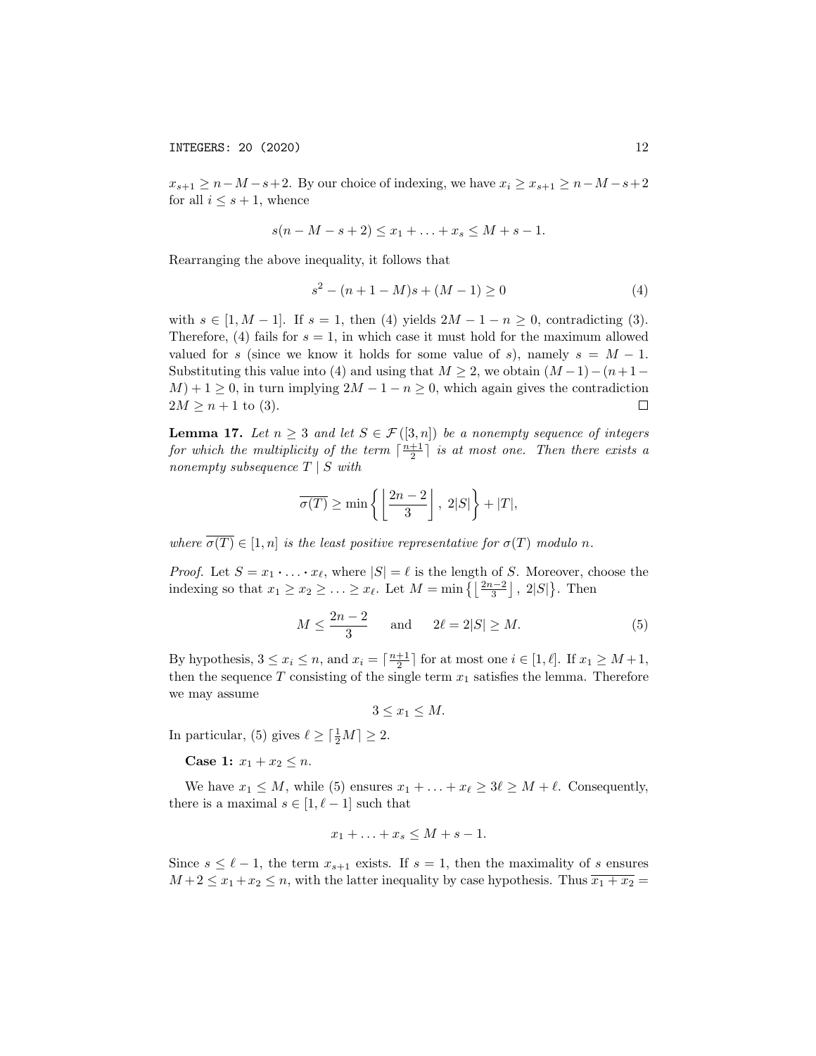$x_{s+1} \geq n-M-s+2$. By our choice of indexing, we have $x_i \geq x_{s+1} \geq n-M-s+2$ for all $i \leq s+1$, whence

$$s(n-M-s+2) \leq x_1 + \ldots + x_s \leq M+s-1.$$

Rearranging the above inequality, it follows that

$$s^2 - (n+1-M)s + (M-1) \geq 0 \tag{4}$$

with $s \in [1, M-1]$. If $s = 1$, then (4) yields $2M - 1 - n \geq 0$, contradicting (3). Therefore, (4) fails for $s = 1$, in which case it must hold for the maximum allowed valued for $s$ (since we know it holds for some value of $s$), namely $s = M-1$. Substituting this value into (4) and using that $M \geq 2$, we obtain $(M-1)-(n+1-M)+1 \geq 0$, in turn implying $2M-1-n \geq 0$, which again gives the contradiction $2M \geq n+1$ to (3). $\square$

**Lemma 17.** *Let $n \geq 3$ and let $S \in \mathcal{F}([3,n])$ be a nonempty sequence of integers for which the multiplicity of the term $\lceil \frac{n+1}{2} \rceil$ is at most one. Then there exists a nonempty subsequence $T \mid S$ with*

$$\overline{\sigma(T)} \geq \min\left\{ \left\lfloor \frac{2n-2}{3} \right\rfloor,\ 2|S| \right\} + |T|,$$

*where $\overline{\sigma(T)} \in [1,n]$ is the least positive representative for $\sigma(T)$ modulo $n$.*

*Proof.* Let $S = x_1 \cdot \ldots \cdot x_\ell$, where $|S| = \ell$ is the length of $S$. Moreover, choose the indexing so that $x_1 \geq x_2 \geq \ldots \geq x_\ell$. Let $M = \min\left\{ \left\lfloor \frac{2n-2}{3} \right\rfloor,\ 2|S| \right\}$. Then

$$M \leq \frac{2n-2}{3} \quad \text{and} \quad 2\ell = 2|S| \geq M. \tag{5}$$

By hypothesis, $3 \leq x_i \leq n$, and $x_i = \lceil \frac{n+1}{2} \rceil$ for at most one $i \in [1,\ell]$. If $x_1 \geq M+1$, then the sequence $T$ consisting of the single term $x_1$ satisfies the lemma. Therefore we may assume

$$3 \leq x_1 \leq M.$$

In particular, (5) gives $\ell \geq \lceil \frac{1}{2} M \rceil \geq 2$.

**Case 1:** $x_1 + x_2 \leq n$.

We have $x_1 \leq M$, while (5) ensures $x_1 + \ldots + x_\ell \geq 3\ell \geq M + \ell$. Consequently, there is a maximal $s \in [1, \ell-1]$ such that

$$x_1 + \ldots + x_s \leq M + s - 1.$$

Since $s \leq \ell - 1$, the term $x_{s+1}$ exists. If $s = 1$, then the maximality of $s$ ensures $M+2 \leq x_1 + x_2 \leq n$, with the latter inequality by case hypothesis. Thus $\overline{x_1 + x_2} =$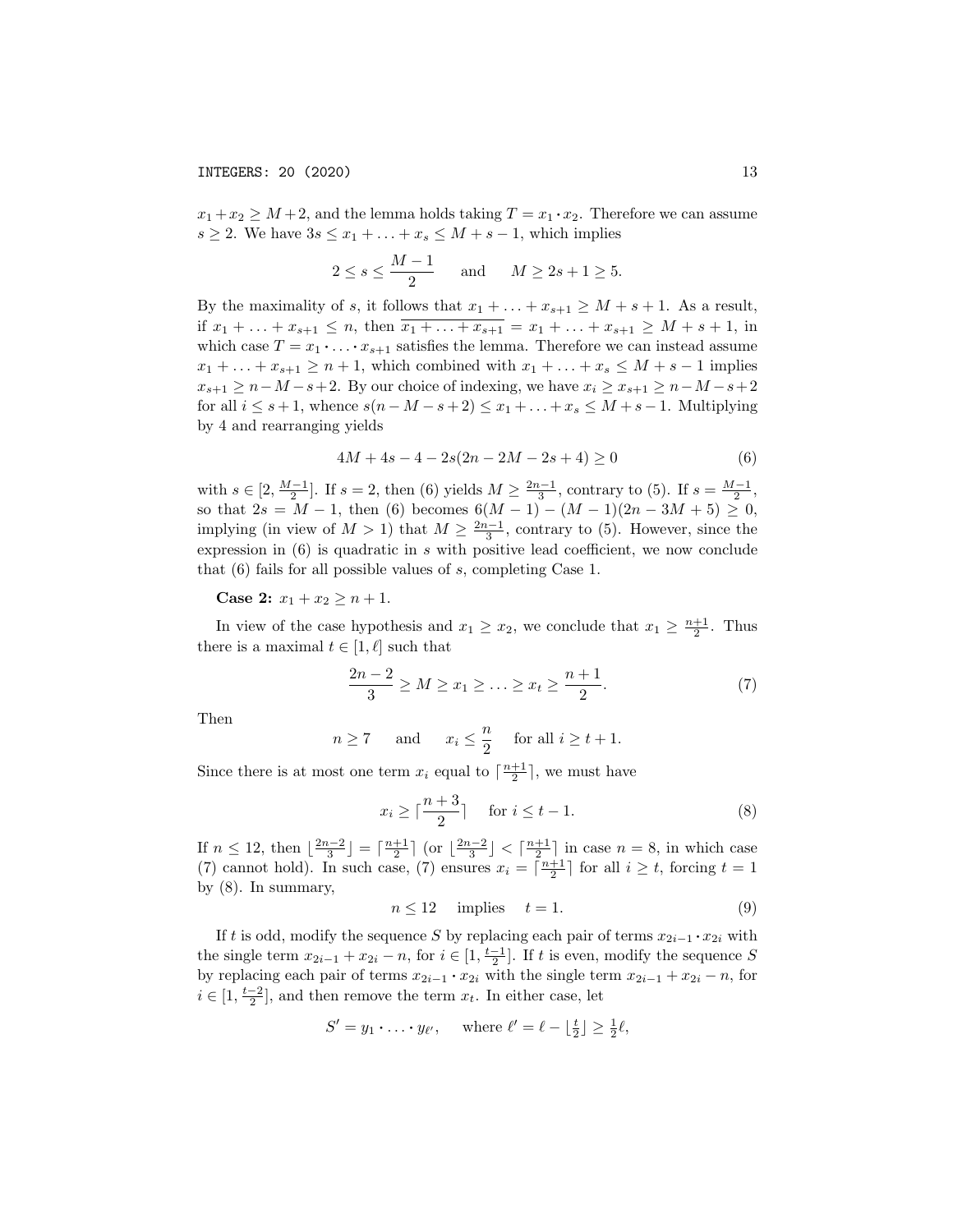$x_1+x_2 \geq M+2$, and the lemma holds taking $T = x_1 \cdot x_2$. Therefore we can assume $s \geq 2$. We have $3s \leq x_1 + \ldots + x_s \leq M + s - 1$, which implies

$$2 \leq s \leq \frac{M-1}{2} \quad \text{ and } \quad M \geq 2s+1 \geq 5.$$

By the maximality of $s$, it follows that $x_1 + \ldots + x_{s+1} \geq M + s + 1$. As a result, if $x_1 + \ldots + x_{s+1} \leq n$, then $\overline{x_1 + \ldots + x_{s+1}} = x_1 + \ldots + x_{s+1} \geq M + s + 1$, in which case $T = x_1 \cdot \ldots \cdot x_{s+1}$ satisfies the lemma. Therefore we can instead assume $x_1 + \ldots + x_{s+1} \geq n+1$, which combined with $x_1 + \ldots + x_s \leq M + s - 1$ implies $x_{s+1} \geq n - M - s + 2$. By our choice of indexing, we have $x_i \geq x_{s+1} \geq n - M - s + 2$ for all $i \leq s+1$, whence $s(n - M - s + 2) \leq x_1 + \ldots + x_s \leq M + s - 1$. Multiplying by 4 and rearranging yields

$$4M + 4s - 4 - 2s(2n - 2M - 2s + 4) \geq 0 \tag{6}$$

with $s \in [2, \frac{M-1}{2}]$. If $s = 2$, then (6) yields $M \geq \frac{2n-1}{3}$, contrary to (5). If $s = \frac{M-1}{2}$, so that $2s = M - 1$, then (6) becomes $6(M-1) - (M-1)(2n - 3M + 5) \geq 0$, implying (in view of $M > 1$) that $M \geq \frac{2n-1}{3}$, contrary to (5). However, since the expression in (6) is quadratic in $s$ with positive lead coefficient, we now conclude that (6) fails for all possible values of $s$, completing Case 1.

**Case 2:** $x_1 + x_2 \geq n + 1$.

In view of the case hypothesis and $x_1 \geq x_2$, we conclude that $x_1 \geq \frac{n+1}{2}$. Thus there is a maximal $t \in [1, \ell]$ such that

$$\frac{2n-2}{3} \geq M \geq x_1 \geq \ldots \geq x_t \geq \frac{n+1}{2}. \tag{7}$$

Then

$$n \geq 7 \quad \text{ and } \quad x_i \leq \frac{n}{2} \quad \text{ for all } i \geq t+1.$$

Since there is at most one term $x_i$ equal to $\lceil \frac{n+1}{2} \rceil$, we must have

$$x_i \geq \lceil \frac{n+3}{2} \rceil \quad \text{ for } i \leq t-1. \tag{8}$$

If $n \leq 12$, then $\lfloor \frac{2n-2}{3} \rfloor = \lceil \frac{n+1}{2} \rceil$ (or $\lfloor \frac{2n-2}{3} \rfloor < \lceil \frac{n+1}{2} \rceil$ in case $n = 8$, in which case (7) cannot hold). In such case, (7) ensures $x_i = \lceil \frac{n+1}{2} \rceil$ for all $i \geq t$, forcing $t = 1$ by (8). In summary,

$$n \leq 12 \quad \text{ implies } \quad t = 1. \tag{9}$$

If $t$ is odd, modify the sequence $S$ by replacing each pair of terms $x_{2i-1} \cdot x_{2i}$ with the single term $x_{2i-1} + x_{2i} - n$, for $i \in [1, \frac{t-1}{2}]$. If $t$ is even, modify the sequence $S$ by replacing each pair of terms $x_{2i-1} \cdot x_{2i}$ with the single term $x_{2i-1} + x_{2i} - n$, for $i \in [1, \frac{t-2}{2}]$, and then remove the term $x_t$. In either case, let

$$S' = y_1 \cdot \ldots \cdot y_{\ell'}, \quad \text{ where } \ell' = \ell - \lfloor \tfrac{t}{2} \rfloor \geq \tfrac{1}{2}\ell,$$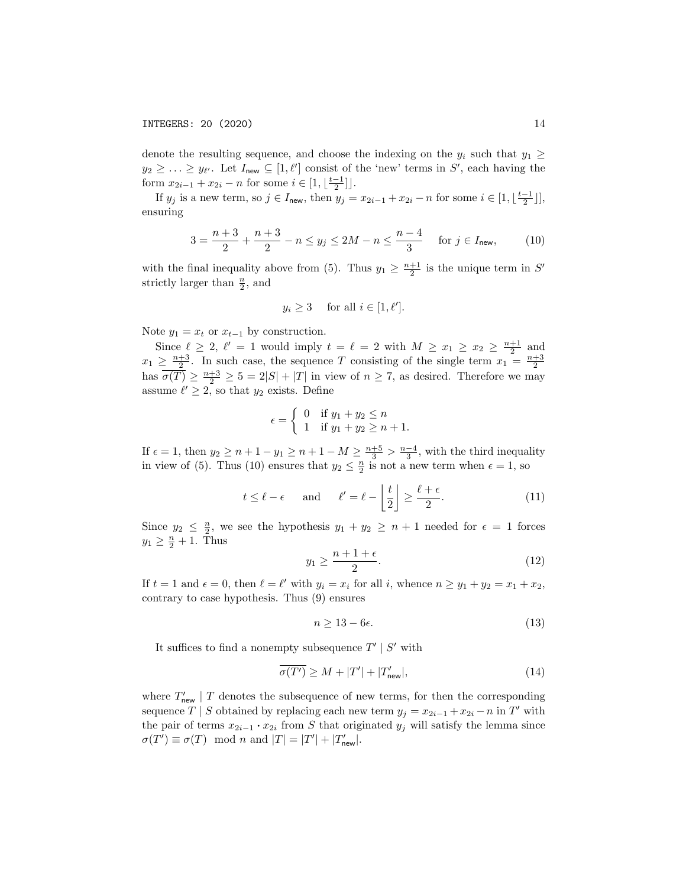denote the resulting sequence, and choose the indexing on the $y_i$ such that $y_1 \geq y_2 \geq \ldots \geq y_{\ell'}$. Let $I_{\mathsf{new}} \subseteq [1, \ell']$ consist of the 'new' terms in $S'$, each having the form $x_{2i-1} + x_{2i} - n$ for some $i \in [1, \lfloor \frac{t-1}{2} \rfloor]$.

If $y_j$ is a new term, so $j \in I_{\mathsf{new}}$, then $y_j = x_{2i-1} + x_{2i} - n$ for some $i \in [1, \lfloor \frac{t-1}{2} \rfloor]$, ensuring

$$3 = \frac{n+3}{2} + \frac{n+3}{2} - n \leq y_j \leq 2M - n \leq \frac{n-4}{3} \quad \text{ for } j \in I_{\mathsf{new}}, \tag{10}$$

with the final inequality above from (5). Thus $y_1 \geq \frac{n+1}{2}$ is the unique term in $S'$ strictly larger than $\frac{n}{2}$, and

$$y_i \geq 3 \quad \text{ for all } i \in [1, \ell'].$$

Note $y_1 = x_t$ or $x_{t-1}$ by construction.

Since $\ell \geq 2$, $\ell' = 1$ would imply $t = \ell = 2$ with $M \geq x_1 \geq x_2 \geq \frac{n+1}{2}$ and $x_1 \geq \frac{n+3}{2}$. In such case, the sequence $T$ consisting of the single term $x_1 = \frac{n+3}{2}$ has $\overline{\sigma(T)} \geq \frac{n+3}{2} \geq 5 = 2|S| + |T|$ in view of $n \geq 7$, as desired. Therefore we may assume $\ell' \geq 2$, so that $y_2$ exists. Define

$$\epsilon = \begin{cases} 0 & \text{if } y_1 + y_2 \leq n \\ 1 & \text{if } y_1 + y_2 \geq n+1. \end{cases}$$

If $\epsilon = 1$, then $y_2 \geq n + 1 - y_1 \geq n + 1 - M \geq \frac{n+5}{3} > \frac{n-4}{3}$, with the third inequality in view of (5). Thus (10) ensures that $y_2 \leq \frac{n}{2}$ is not a new term when $\epsilon = 1$, so

$$t \leq \ell - \epsilon \quad \text{ and } \quad \ell' = \ell - \left\lfloor \frac{t}{2} \right\rfloor \geq \frac{\ell + \epsilon}{2}. \tag{11}$$

Since $y_2 \leq \frac{n}{2}$, we see the hypothesis $y_1 + y_2 \geq n + 1$ needed for $\epsilon = 1$ forces $y_1 \geq \frac{n}{2} + 1$. Thus

$$y_1 \geq \frac{n+1+\epsilon}{2}. \tag{12}$$

If $t = 1$ and $\epsilon = 0$, then $\ell = \ell'$ with $y_i = x_i$ for all $i$, whence $n \geq y_1 + y_2 = x_1 + x_2$, contrary to case hypothesis. Thus (9) ensures

$$n \geq 13 - 6\epsilon. \tag{13}$$

It suffices to find a nonempty subsequence $T' \mid S'$ with

$$\overline{\sigma(T')} \geq M + |T'| + |T'_{\mathsf{new}}|, \tag{14}$$

where $T'_{\mathsf{new}} \mid T$ denotes the subsequence of new terms, for then the corresponding sequence $T \mid S$ obtained by replacing each new term $y_j = x_{2i-1} + x_{2i} - n$ in $T'$ with the pair of terms $x_{2i-1} \cdot x_{2i}$ from $S$ that originated $y_j$ will satisfy the lemma since $\sigma(T') \equiv \sigma(T) \mod n$ and $|T| = |T'| + |T'_{\mathsf{new}}|$.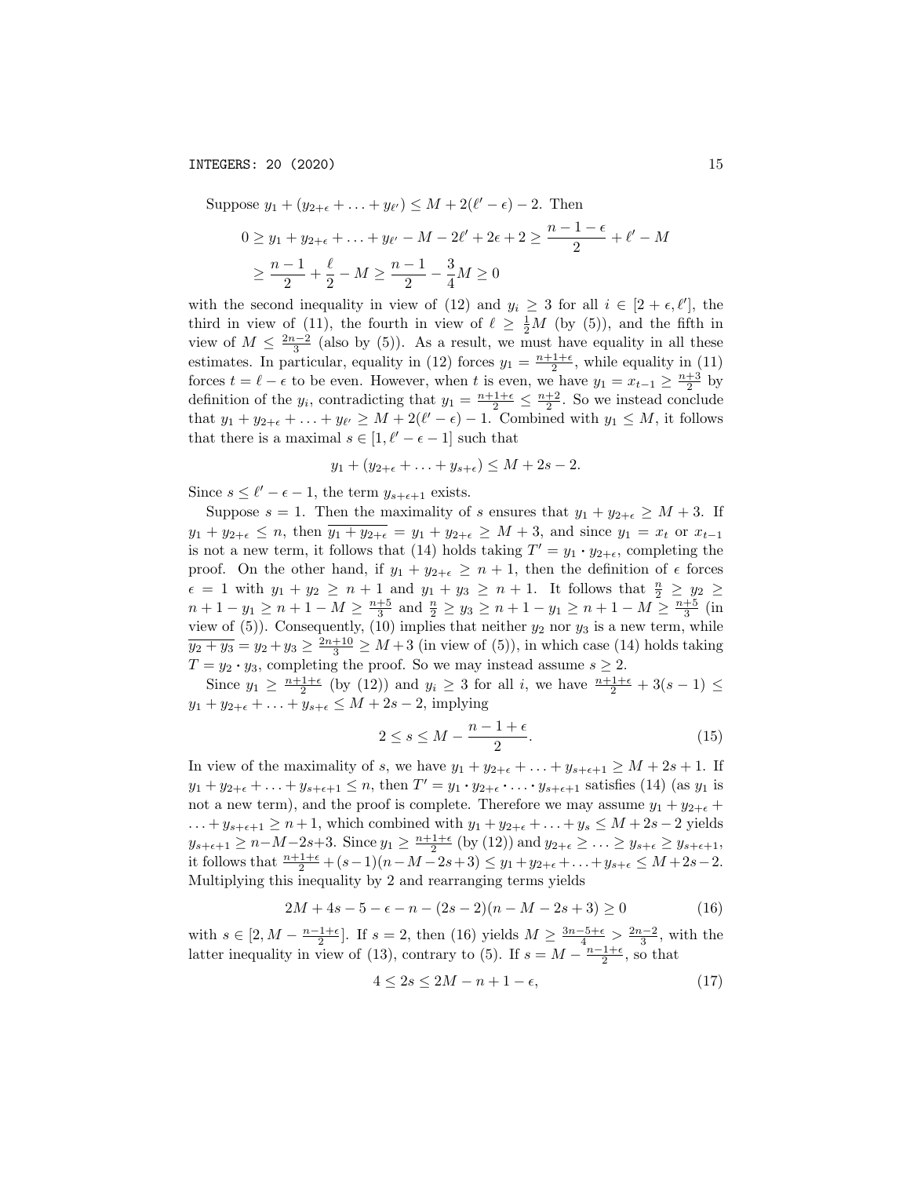Suppose $y_1 + (y_{2+\epsilon} + \ldots + y_{\ell'}) \leq M + 2(\ell' - \epsilon) - 2$. Then

$$0 \geq y_1 + y_{2+\epsilon} + \ldots + y_{\ell'} - M - 2\ell' + 2\epsilon + 2 \geq \frac{n-1-\epsilon}{2} + \ell' - M$$
$$\geq \frac{n-1}{2} + \frac{\ell}{2} - M \geq \frac{n-1}{2} - \frac{3}{4}M \geq 0$$

with the second inequality in view of (12) and $y_i \geq 3$ for all $i \in [2+\epsilon, \ell']$, the third in view of (11), the fourth in view of $\ell \geq \frac{1}{2}M$ (by (5)), and the fifth in view of $M \leq \frac{2n-2}{3}$ (also by (5)). As a result, we must have equality in all these estimates. In particular, equality in (12) forces $y_1 = \frac{n+1+\epsilon}{2}$, while equality in (11) forces $t = \ell - \epsilon$ to be even. However, when $t$ is even, we have $y_1 = x_{t-1} \geq \frac{n+3}{2}$ by definition of the $y_i$, contradicting that $y_1 = \frac{n+1+\epsilon}{2} \leq \frac{n+2}{2}$. So we instead conclude that $y_1 + y_{2+\epsilon} + \ldots + y_{\ell'} \geq M + 2(\ell' - \epsilon) - 1$. Combined with $y_1 \leq M$, it follows that there is a maximal $s \in [1, \ell' - \epsilon - 1]$ such that

$$y_1 + (y_{2+\epsilon} + \ldots + y_{s+\epsilon}) \leq M + 2s - 2.$$

Since $s \leq \ell' - \epsilon - 1$, the term $y_{s+\epsilon+1}$ exists.

Suppose $s = 1$. Then the maximality of $s$ ensures that $y_1 + y_{2+\epsilon} \geq M + 3$. If $y_1 + y_{2+\epsilon} \leq n$, then $\overline{y_1 + y_{2+\epsilon}} = y_1 + y_{2+\epsilon} \geq M + 3$, and since $y_1 = x_t$ or $x_{t-1}$ is not a new term, it follows that (14) holds taking $T' = y_1 \cdot y_{2+\epsilon}$, completing the proof. On the other hand, if $y_1 + y_{2+\epsilon} \geq n + 1$, then the definition of $\epsilon$ forces $\epsilon = 1$ with $y_1 + y_2 \geq n + 1$ and $y_1 + y_3 \geq n + 1$. It follows that $\frac{n}{2} \geq y_2 \geq n + 1 - y_1 \geq n + 1 - M \geq \frac{n+5}{3}$ and $\frac{n}{2} \geq y_3 \geq n + 1 - y_1 \geq n + 1 - M \geq \frac{n+5}{3}$ (in view of (5)). Consequently, (10) implies that neither $y_2$ nor $y_3$ is a new term, while $\overline{y_2 + y_3} = y_2 + y_3 \geq \frac{2n+10}{3} \geq M + 3$ (in view of (5)), in which case (14) holds taking $T = y_2 \cdot y_3$, completing the proof. So we may instead assume $s \geq 2$.

Since $y_1 \geq \frac{n+1+\epsilon}{2}$ (by (12)) and $y_i \geq 3$ for all $i$, we have $\frac{n+1+\epsilon}{2} + 3(s-1) \leq y_1 + y_{2+\epsilon} + \ldots + y_{s+\epsilon} \leq M + 2s - 2$, implying

$$2 \leq s \leq M - \frac{n-1+\epsilon}{2}. \tag{15}$$

In view of the maximality of $s$, we have $y_1 + y_{2+\epsilon} + \ldots + y_{s+\epsilon+1} \geq M + 2s + 1$. If $y_1 + y_{2+\epsilon} + \ldots + y_{s+\epsilon+1} \leq n$, then $T' = y_1 \cdot y_{2+\epsilon} \cdot \ldots \cdot y_{s+\epsilon+1}$ satisfies (14) (as $y_1$ is not a new term), and the proof is complete. Therefore we may assume $y_1 + y_{2+\epsilon} + \ldots + y_{s+\epsilon+1} \geq n + 1$, which combined with $y_1 + y_{2+\epsilon} + \ldots + y_s \leq M + 2s - 2$ yields $y_{s+\epsilon+1} \geq n - M - 2s + 3$. Since $y_1 \geq \frac{n+1+\epsilon}{2}$ (by (12)) and $y_{2+\epsilon} \geq \ldots \geq y_{s+\epsilon} \geq y_{s+\epsilon+1}$, it follows that $\frac{n+1+\epsilon}{2} + (s-1)(n - M - 2s + 3) \leq y_1 + y_{2+\epsilon} + \ldots + y_{s+\epsilon} \leq M + 2s - 2$. Multiplying this inequality by 2 and rearranging terms yields

$$2M + 4s - 5 - \epsilon - n - (2s-2)(n - M - 2s + 3) \geq 0 \tag{16}$$

with $s \in [2, M - \frac{n-1+\epsilon}{2}]$. If $s = 2$, then (16) yields $M \geq \frac{3n-5+\epsilon}{4} > \frac{2n-2}{3}$, with the latter inequality in view of (13), contrary to (5). If $s = M - \frac{n-1+\epsilon}{2}$, so that

$$4 \leq 2s \leq 2M - n + 1 - \epsilon, \tag{17}$$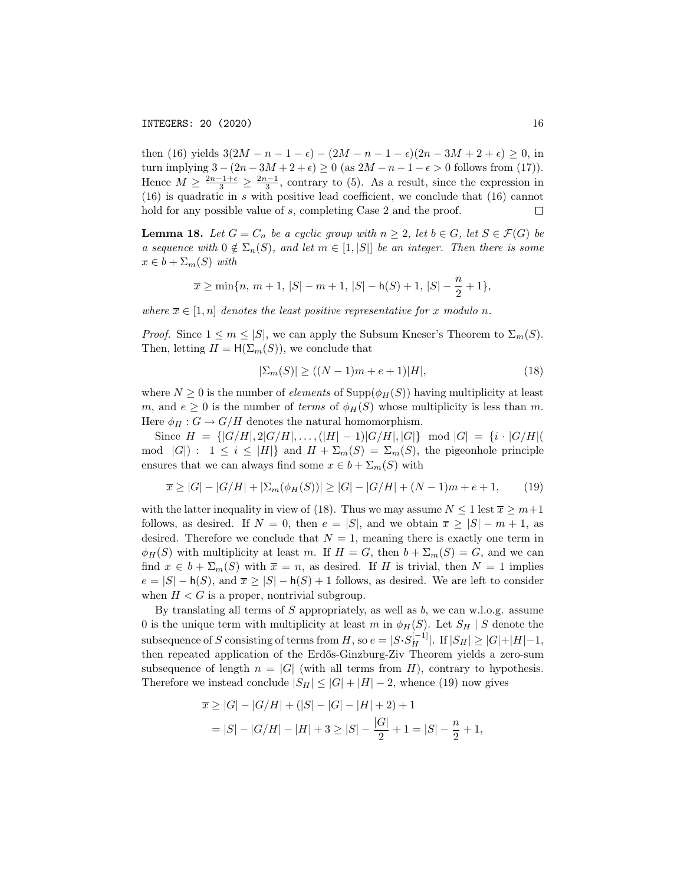then (16) yields $3(2M-n-1-\epsilon)-(2M-n-1-\epsilon)(2n-3M+2+\epsilon)\geq 0$, in turn implying $3-(2n-3M+2+\epsilon)\geq 0$ (as $2M-n-1-\epsilon>0$ follows from (17)). Hence $M\geq \frac{2n-1+\epsilon}{3}\geq \frac{2n-1}{3}$, contrary to (5). As a result, since the expression in (16) is quadratic in $s$ with positive lead coefficient, we conclude that (16) cannot hold for any possible value of $s$, completing Case 2 and the proof. $\square$

**Lemma 18.** *Let $G=C_n$ be a cyclic group with $n\geq 2$, let $b\in G$, let $S\in\mathcal{F}(G)$ be a sequence with $0\notin\Sigma_n(S)$, and let $m\in[1,|S|]$ be an integer. Then there is some $x\in b+\Sigma_m(S)$ with*

$$\overline{x}\geq \min\{n,\ m+1,\ |S|-m+1,\ |S|-\mathsf{h}(S)+1,\ |S|-\frac{n}{2}+1\},$$

*where $\overline{x}\in[1,n]$ denotes the least positive representative for $x$ modulo $n$.*

*Proof.* Since $1\leq m\leq |S|$, we can apply the Subsum Kneser's Theorem to $\Sigma_m(S)$. Then, letting $H=\mathsf{H}(\Sigma_m(S))$, we conclude that

$$|\Sigma_m(S)|\geq ((N-1)m+e+1)|H|, \tag{18}$$

where $N\geq 0$ is the number of *elements* of $\mathrm{Supp}(\phi_H(S))$ having multiplicity at least $m$, and $e\geq 0$ is the number of *terms* of $\phi_H(S)$ whose multiplicity is less than $m$. Here $\phi_H: G\to G/H$ denotes the natural homomorphism.

Since $H=\{|G/H|,2|G/H|,\ldots,(|H|-1)|G/H|,|G|\}\mod |G|=\{i\cdot|G/H|(\mod\ |G|):\ 1\leq i\leq |H|\}$ and $H+\Sigma_m(S)=\Sigma_m(S)$, the pigeonhole principle ensures that we can always find some $x\in b+\Sigma_m(S)$ with

$$\overline{x}\geq |G|-|G/H|+|\Sigma_m(\phi_H(S))|\geq |G|-|G/H|+(N-1)m+e+1, \tag{19}$$

with the latter inequality in view of (18). Thus we may assume $N\leq 1$ lest $\overline{x}\geq m+1$ follows, as desired. If $N=0$, then $e=|S|$, and we obtain $\overline{x}\geq |S|-m+1$, as desired. Therefore we conclude that $N=1$, meaning there is exactly one term in $\phi_H(S)$ with multiplicity at least $m$. If $H=G$, then $b+\Sigma_m(S)=G$, and we can find $x\in b+\Sigma_m(S)$ with $\overline{x}=n$, as desired. If $H$ is trivial, then $N=1$ implies $e=|S|-\mathsf{h}(S)$, and $\overline{x}\geq |S|-\mathsf{h}(S)+1$ follows, as desired. We are left to consider when $H<G$ is a proper, nontrivial subgroup.

By translating all terms of $S$ appropriately, as well as $b$, we can w.l.o.g. assume 0 is the unique term with multiplicity at least $m$ in $\phi_H(S)$. Let $S_H\mid S$ denote the subsequence of $S$ consisting of terms from $H$, so $e=|S\boldsymbol{\cdot} S_H^{[-1]}|$. If $|S_H|\geq |G|+|H|-1$, then repeated application of the Erdős-Ginzburg-Ziv Theorem yields a zero-sum subsequence of length $n=|G|$ (with all terms from $H$), contrary to hypothesis. Therefore we instead conclude $|S_H|\leq |G|+|H|-2$, whence (19) now gives

$$\begin{aligned}\overline{x}&\geq |G|-|G/H|+(|S|-|G|-|H|+2)+1\\ &=|S|-|G/H|-|H|+3\geq |S|-\frac{|G|}{2}+1=|S|-\frac{n}{2}+1,\end{aligned}$$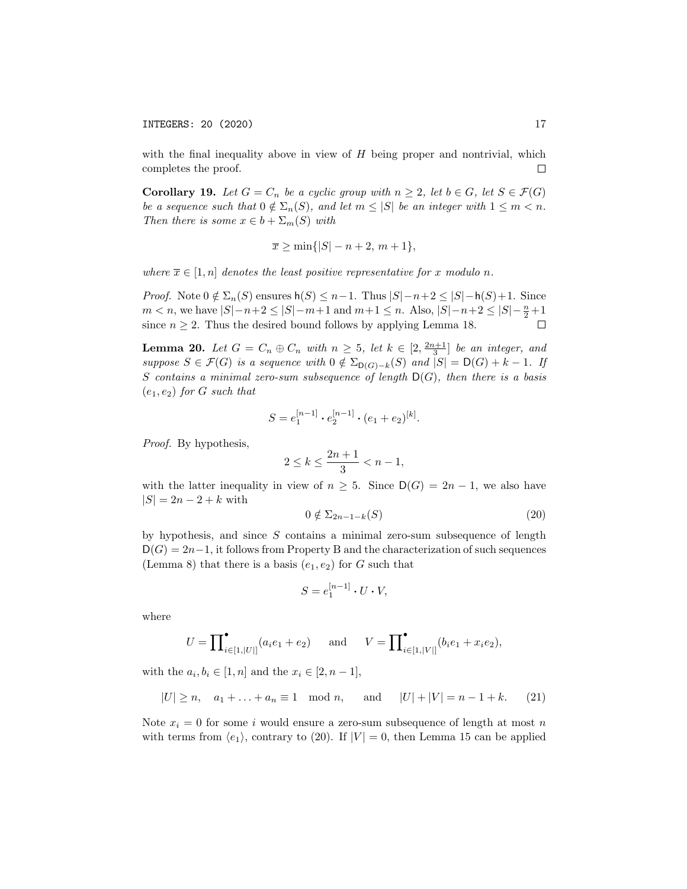with the final inequality above in view of $H$ being proper and nontrivial, which completes the proof. $\square$

**Corollary 19.** *Let $G = C_n$ be a cyclic group with $n \geq 2$, let $b \in G$, let $S \in \mathcal{F}(G)$ be a sequence such that $0 \notin \Sigma_n(S)$, and let $m \leq |S|$ be an integer with $1 \leq m < n$. Then there is some $x \in b + \Sigma_m(S)$ with*

$$\overline{x} \geq \min\{|S| - n + 2,\, m + 1\},$$

*where $\overline{x} \in [1, n]$ denotes the least positive representative for $x$ modulo $n$.*

*Proof.* Note $0 \notin \Sigma_n(S)$ ensures $\mathsf{h}(S) \leq n-1$. Thus $|S|-n+2 \leq |S|-\mathsf{h}(S)+1$. Since $m < n$, we have $|S|-n+2 \leq |S|-m+1$ and $m+1 \leq n$. Also, $|S|-n+2 \leq |S|-\frac{n}{2}+1$ since $n \geq 2$. Thus the desired bound follows by applying Lemma 18. $\square$

**Lemma 20.** *Let $G = C_n \oplus C_n$ with $n \geq 5$, let $k \in [2, \frac{2n+1}{3}]$ be an integer, and suppose $S \in \mathcal{F}(G)$ is a sequence with $0 \notin \Sigma_{\mathsf{D}(G)-k}(S)$ and $|S| = \mathsf{D}(G) + k - 1$. If $S$ contains a minimal zero-sum subsequence of length $\mathsf{D}(G)$, then there is a basis $(e_1, e_2)$ for $G$ such that*

$$S = e_1^{[n-1]} \boldsymbol{\cdot} e_2^{[n-1]} \boldsymbol{\cdot} (e_1 + e_2)^{[k]}.$$

*Proof.* By hypothesis,

$$2 \leq k \leq \frac{2n+1}{3} < n - 1,$$

with the latter inequality in view of $n \geq 5$. Since $\mathsf{D}(G) = 2n - 1$, we also have $|S| = 2n - 2 + k$ with

$$0 \notin \Sigma_{2n-1-k}(S) \tag{20}$$

by hypothesis, and since $S$ contains a minimal zero-sum subsequence of length $\mathsf{D}(G) = 2n-1$, it follows from Property B and the characterization of such sequences (Lemma 8) that there is a basis $(e_1, e_2)$ for $G$ such that

$$S = e_1^{[n-1]} \boldsymbol{\cdot} U \boldsymbol{\cdot} V,$$

where

$$U = \prod\nolimits^{\bullet}_{i \in [1, |U|]} (a_i e_1 + e_2) \qquad \text{and} \qquad V = \prod\nolimits^{\bullet}_{i \in [1, |V|]} (b_i e_1 + x_i e_2),$$

with the $a_i, b_i \in [1, n]$ and the $x_i \in [2, n-1]$,

$$|U| \geq n, \quad a_1 + \ldots + a_n \equiv 1 \mod n, \qquad \text{and} \qquad |U| + |V| = n - 1 + k. \tag{21}$$

Note $x_i = 0$ for some $i$ would ensure a zero-sum subsequence of length at most $n$ with terms from $\langle e_1 \rangle$, contrary to (20). If $|V| = 0$, then Lemma 15 can be applied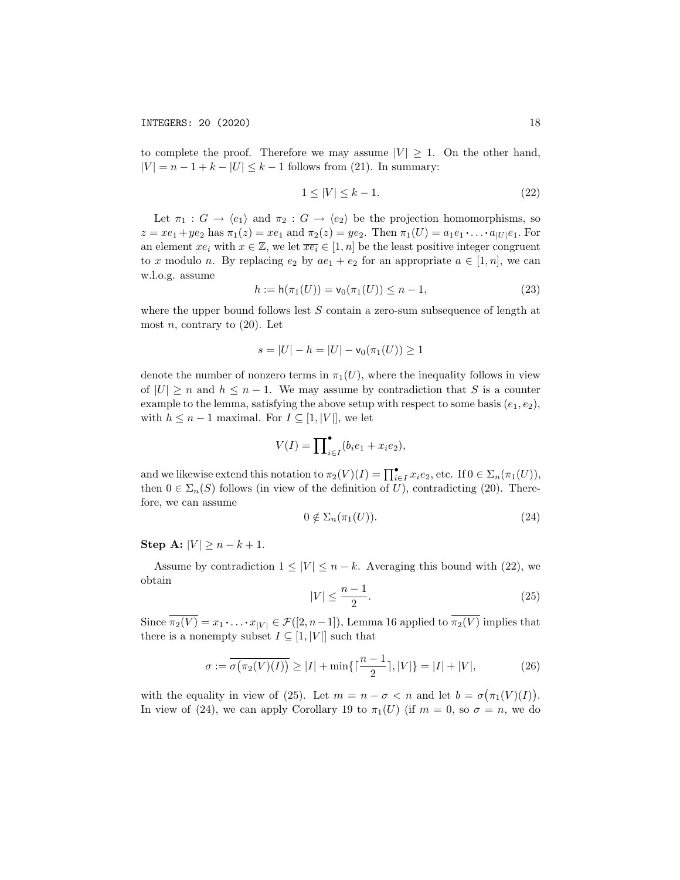to complete the proof. Therefore we may assume $|V| \geq 1$. On the other hand, $|V| = n - 1 + k - |U| \leq k - 1$ follows from (21). In summary:

$$1 \leq |V| \leq k - 1. \tag{22}$$

Let $\pi_1 : G \to \langle e_1 \rangle$ and $\pi_2 : G \to \langle e_2 \rangle$ be the projection homomorphisms, so $z = xe_1 + ye_2$ has $\pi_1(z) = xe_1$ and $\pi_2(z) = ye_2$. Then $\pi_1(U) = a_1 e_1 \boldsymbol{\cdot} \ldots \boldsymbol{\cdot} a_{|U|} e_1$. For an element $xe_i$ with $x \in \mathbb{Z}$, we let $\overline{xe_i} \in [1, n]$ be the least positive integer congruent to $x$ modulo $n$. By replacing $e_2$ by $ae_1 + e_2$ for an appropriate $a \in [1, n]$, we can w.l.o.g. assume

$$h := \mathsf{h}(\pi_1(U)) = \mathsf{v}_0(\pi_1(U)) \leq n - 1, \tag{23}$$

where the upper bound follows lest $S$ contain a zero-sum subsequence of length at most $n$, contrary to (20). Let

$$s = |U| - h = |U| - \mathsf{v}_0(\pi_1(U)) \geq 1$$

denote the number of nonzero terms in $\pi_1(U)$, where the inequality follows in view of $|U| \geq n$ and $h \leq n - 1$. We may assume by contradiction that $S$ is a counter example to the lemma, satisfying the above setup with respect to some basis $(e_1, e_2)$, with $h \leq n - 1$ maximal. For $I \subseteq [1, |V|]$, we let

$$V(I) = \prod\nolimits^{\bullet}_{i \in I} (b_i e_1 + x_i e_2),$$

and we likewise extend this notation to $\pi_2(V)(I) = \prod^{\bullet}_{i \in I} x_i e_2$, etc. If $0 \in \Sigma_n(\pi_1(U))$, then $0 \in \Sigma_n(S)$ follows (in view of the definition of $U$), contradicting (20). Therefore, we can assume

$$0 \notin \Sigma_n(\pi_1(U)). \tag{24}$$

**Step A:** $|V| \geq n - k + 1$.

Assume by contradiction $1 \leq |V| \leq n - k$. Averaging this bound with (22), we obtain

$$|V| \leq \frac{n-1}{2}. \tag{25}$$

Since $\overline{\pi_2(V)} = x_1 \boldsymbol{\cdot} \ldots \boldsymbol{\cdot} x_{|V|} \in \mathcal{F}([2, n-1])$, Lemma 16 applied to $\overline{\pi_2(V)}$ implies that there is a nonempty subset $I \subseteq [1, |V|]$ such that

$$\sigma := \overline{\sigma\big(\pi_2(V)(I)\big)} \geq |I| + \min\{\lceil \frac{n-1}{2} \rceil, |V|\} = |I| + |V|, \tag{26}$$

with the equality in view of (25). Let $m = n - \sigma < n$ and let $b = \sigma\big(\pi_1(V)(I)\big)$. In view of (24), we can apply Corollary 19 to $\pi_1(U)$ (if $m = 0$, so $\sigma = n$, we do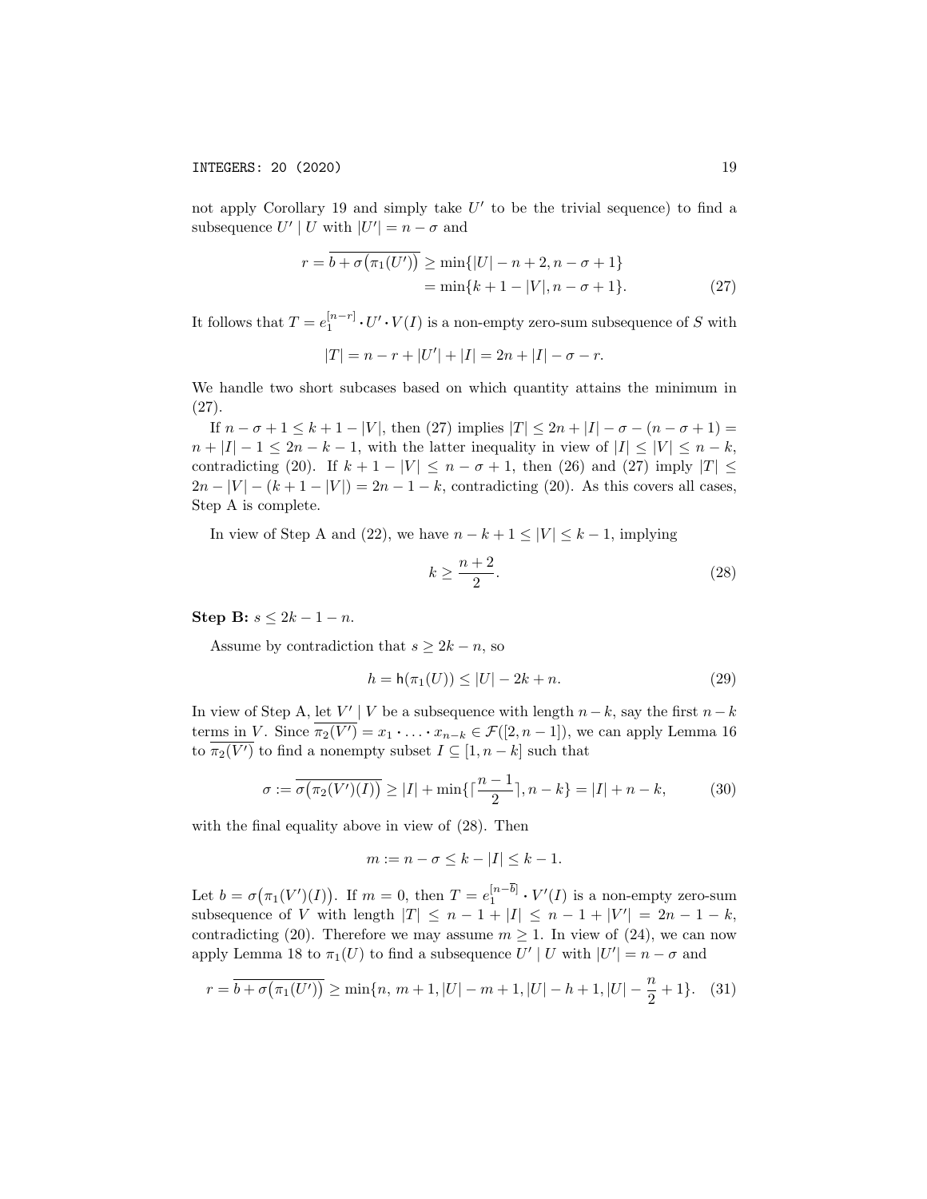not apply Corollary 19 and simply take $U'$ to be the trivial sequence) to find a subsequence $U' \mid U$ with $|U'| = n - \sigma$ and

$$r = \overline{b + \sigma\big(\pi_1(U')\big)} \geq \min\{|U| - n + 2, n - \sigma + 1\}$$
$$= \min\{k + 1 - |V|, n - \sigma + 1\}. \tag{27}$$

It follows that $T = e_1^{[n-r]} \boldsymbol{\cdot} U' \boldsymbol{\cdot} V(I)$ is a non-empty zero-sum subsequence of $S$ with

$$|T| = n - r + |U'| + |I| = 2n + |I| - \sigma - r.$$

We handle two short subcases based on which quantity attains the minimum in (27).

If $n - \sigma + 1 \leq k + 1 - |V|$, then (27) implies $|T| \leq 2n + |I| - \sigma - (n - \sigma + 1) = n + |I| - 1 \leq 2n - k - 1$, with the latter inequality in view of $|I| \leq |V| \leq n - k$, contradicting (20). If $k + 1 - |V| \leq n - \sigma + 1$, then (26) and (27) imply $|T| \leq 2n - |V| - (k + 1 - |V|) = 2n - 1 - k$, contradicting (20). As this covers all cases, Step A is complete.

In view of Step A and (22), we have $n - k + 1 \leq |V| \leq k - 1$, implying

$$k \geq \frac{n+2}{2}. \tag{28}$$

**Step B:** $s \leq 2k - 1 - n$.

Assume by contradiction that $s \geq 2k - n$, so

$$h = \mathsf{h}(\pi_1(U)) \leq |U| - 2k + n. \tag{29}$$

In view of Step A, let $V' \mid V$ be a subsequence with length $n - k$, say the first $n - k$ terms in $V$. Since $\overline{\pi_2(V')} = x_1 \boldsymbol{\cdot} \ldots \boldsymbol{\cdot} x_{n-k} \in \mathcal{F}([2, n-1])$, we can apply Lemma 16 to $\overline{\pi_2(V')}$ to find a nonempty subset $I \subseteq [1, n-k]$ such that

$$\sigma := \overline{\sigma\big(\pi_2(V')(I)\big)} \geq |I| + \min\{\lceil \frac{n-1}{2} \rceil, n - k\} = |I| + n - k, \tag{30}$$

with the final equality above in view of (28). Then

$$m := n - \sigma \leq k - |I| \leq k - 1.$$

Let $b = \sigma\big(\pi_1(V')(I)\big)$. If $m = 0$, then $T = e_1^{[n-\overline{b}]} \boldsymbol{\cdot} V'(I)$ is a non-empty zero-sum subsequence of $V$ with length $|T| \leq n - 1 + |I| \leq n - 1 + |V'| = 2n - 1 - k$, contradicting (20). Therefore we may assume $m \geq 1$. In view of (24), we can now apply Lemma 18 to $\pi_1(U)$ to find a subsequence $U' \mid U$ with $|U'| = n - \sigma$ and

$$r = \overline{b + \sigma\big(\pi_1(U')\big)} \geq \min\{n,\, m + 1, |U| - m + 1, |U| - h + 1, |U| - \frac{n}{2} + 1\}. \tag{31}$$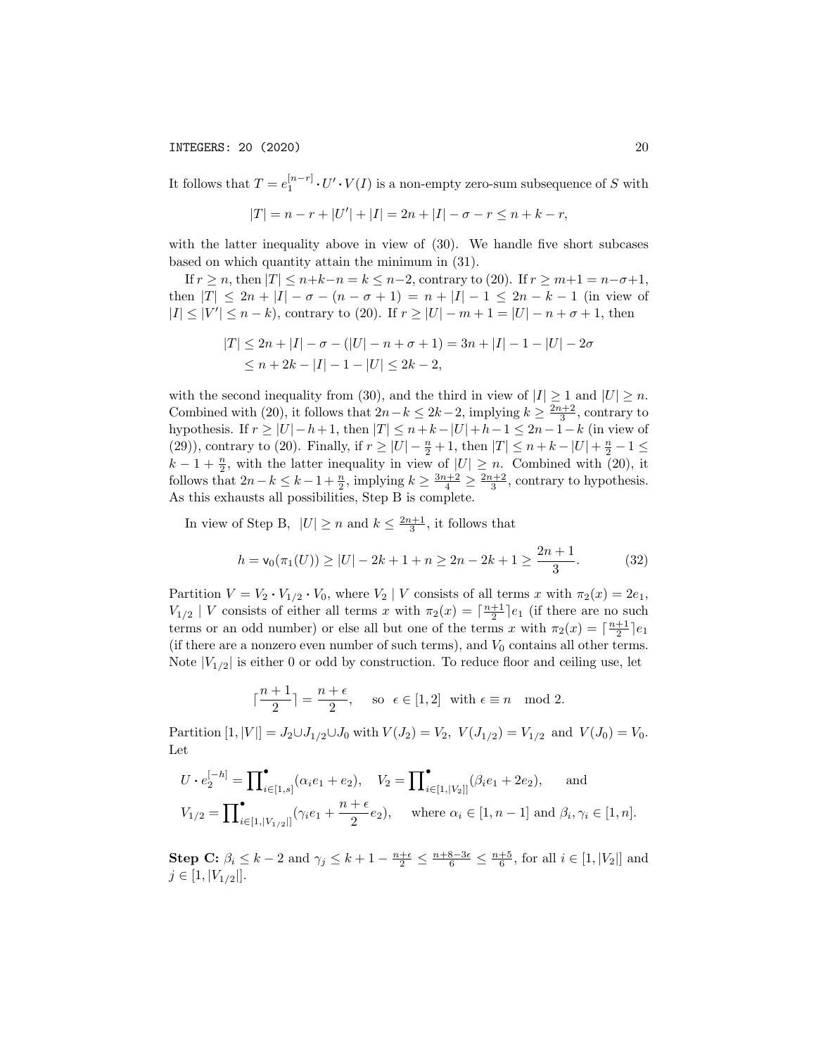It follows that $T = e_1^{[n-r]} \cdot U' \cdot V(I)$ is a non-empty zero-sum subsequence of $S$ with

$$|T| = n - r + |U'| + |I| = 2n + |I| - \sigma - r \leq n + k - r,$$

with the latter inequality above in view of (30). We handle five short subcases based on which quantity attain the minimum in (31).

If $r \geq n$, then $|T| \leq n+k-n = k \leq n-2$, contrary to (20). If $r \geq m+1 = n-\sigma+1$, then $|T| \leq 2n + |I| - \sigma - (n - \sigma + 1) = n + |I| - 1 \leq 2n - k - 1$ (in view of $|I| \leq |V'| \leq n - k$), contrary to (20). If $r \geq |U| - m + 1 = |U| - n + \sigma + 1$, then

$$\begin{aligned}|T| &\leq 2n + |I| - \sigma - (|U| - n + \sigma + 1) = 3n + |I| - 1 - |U| - 2\sigma \\ &\leq n + 2k - |I| - 1 - |U| \leq 2k - 2,\end{aligned}$$

with the second inequality from (30), and the third in view of $|I| \geq 1$ and $|U| \geq n$. Combined with (20), it follows that $2n-k \leq 2k-2$, implying $k \geq \frac{2n+2}{3}$, contrary to hypothesis. If $r \geq |U|-h+1$, then $|T| \leq n+k-|U|+h-1 \leq 2n-1-k$ (in view of (29)), contrary to (20). Finally, if $r \geq |U| - \frac{n}{2} + 1$, then $|T| \leq n+k-|U|+\frac{n}{2}-1 \leq k - 1 + \frac{n}{2}$, with the latter inequality in view of $|U| \geq n$. Combined with (20), it follows that $2n - k \leq k - 1 + \frac{n}{2}$, implying $k \geq \frac{3n+2}{4} \geq \frac{2n+2}{3}$, contrary to hypothesis. As this exhausts all possibilities, Step B is complete.

In view of Step B, $|U| \geq n$ and $k \leq \frac{2n+1}{3}$, it follows that

$$h = \mathsf{v}_0(\pi_1(U)) \geq |U| - 2k + 1 + n \geq 2n - 2k + 1 \geq \frac{2n+1}{3}. \tag{32}$$

Partition $V = V_2 \cdot V_{1/2} \cdot V_0$, where $V_2 \mid V$ consists of all terms $x$ with $\pi_2(x) = 2e_1$, $V_{1/2} \mid V$ consists of either all terms $x$ with $\pi_2(x) = \lceil \frac{n+1}{2} \rceil e_1$ (if there are no such terms or an odd number) or else all but one of the terms $x$ with $\pi_2(x) = \lceil \frac{n+1}{2} \rceil e_1$ (if there are a nonzero even number of such terms), and $V_0$ contains all other terms. Note $|V_{1/2}|$ is either 0 or odd by construction. To reduce floor and ceiling use, let

$$\lceil \frac{n+1}{2} \rceil = \frac{n+\epsilon}{2}, \quad \text{ so } \epsilon \in [1,2] \text{ with } \epsilon \equiv n \mod 2.$$

Partition $[1, |V|] = J_2 \cup J_{1/2} \cup J_0$ with $V(J_2) = V_2$, $V(J_{1/2}) = V_{1/2}$ and $V(J_0) = V_0$. Let

$$\begin{aligned}&U \cdot e_2^{[-h]} = \prod\nolimits^\bullet_{i \in [1,s]} (\alpha_i e_1 + e_2), \quad V_2 = \prod\nolimits^\bullet_{i \in [1,|V_2|]} (\beta_i e_1 + 2e_2), \qquad \text{and} \\ &V_{1/2} = \prod\nolimits^\bullet_{i \in [1,|V_{1/2}|]} (\gamma_i e_1 + \frac{n+\epsilon}{2} e_2), \quad \text{ where } \alpha_i \in [1, n-1] \text{ and } \beta_i, \gamma_i \in [1, n].\end{aligned}$$

**Step C:** $\beta_i \leq k - 2$ and $\gamma_j \leq k + 1 - \frac{n+\epsilon}{2} \leq \frac{n+8-3\epsilon}{6} \leq \frac{n+5}{6}$, for all $i \in [1, |V_2|]$ and $j \in [1, |V_{1/2}|]$.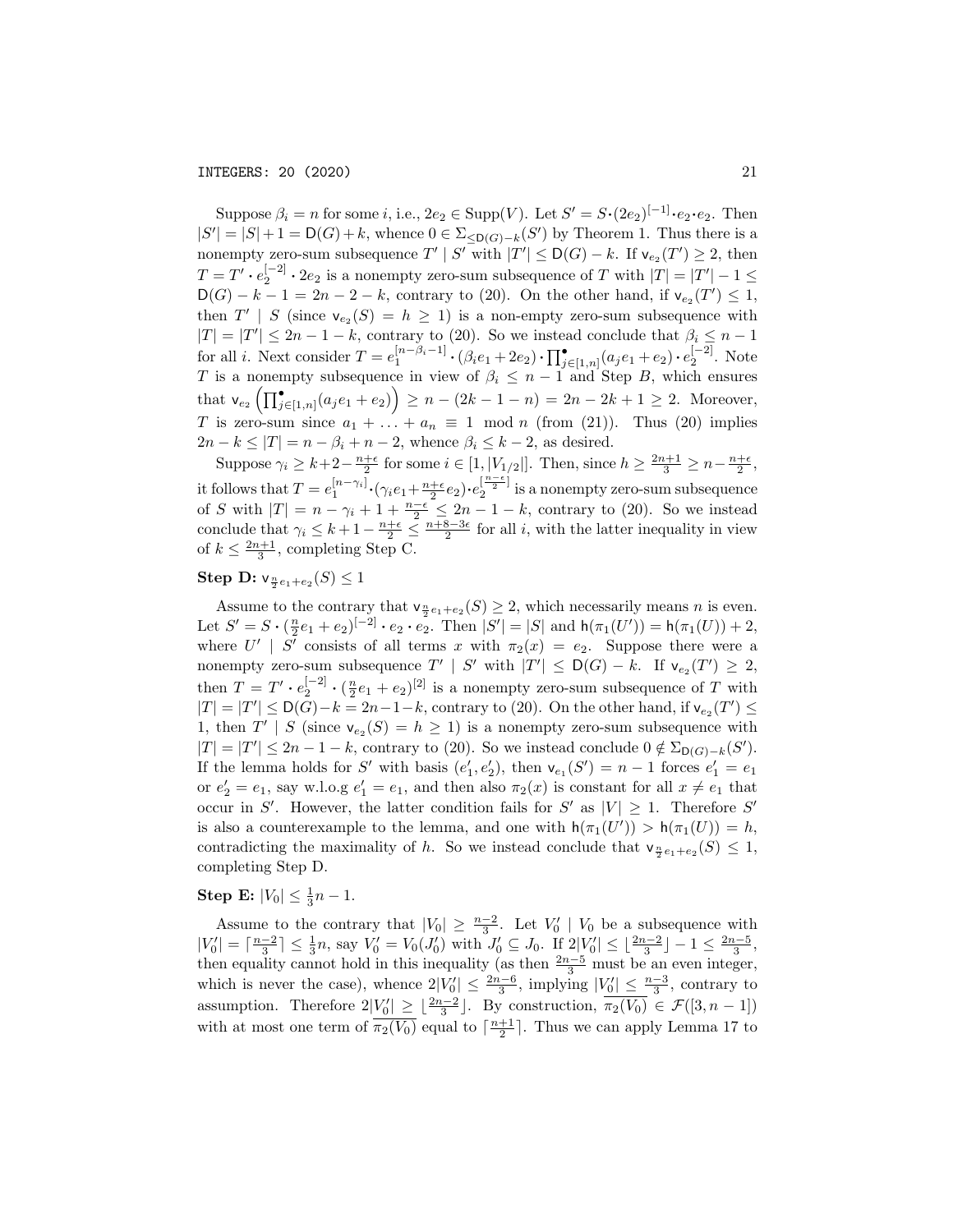Suppose $\beta_i = n$ for some $i$, i.e., $2e_2 \in \mathrm{Supp}(V)$. Let $S' = S \boldsymbol{\cdot} (2e_2)^{[-1]} \boldsymbol{\cdot} e_2 \boldsymbol{\cdot} e_2$. Then $|S'| = |S| + 1 = \mathsf{D}(G) + k$, whence $0 \in \Sigma_{\leq \mathsf{D}(G)-k}(S')$ by Theorem 1. Thus there is a nonempty zero-sum subsequence $T' \mid S'$ with $|T'| \leq \mathsf{D}(G) - k$. If $\mathsf{v}_{e_2}(T') \geq 2$, then $T = T' \boldsymbol{\cdot} e_2^{[-2]} \boldsymbol{\cdot} 2e_2$ is a nonempty zero-sum subsequence of $T$ with $|T| = |T'| - 1 \leq \mathsf{D}(G) - k - 1 = 2n - 2 - k$, contrary to (20). On the other hand, if $\mathsf{v}_{e_2}(T') \leq 1$, then $T' \mid S$ (since $\mathsf{v}_{e_2}(S) = h \geq 1$) is a non-empty zero-sum subsequence with $|T| = |T'| \leq 2n - 1 - k$, contrary to (20). So we instead conclude that $\beta_i \leq n - 1$ for all $i$. Next consider $T = e_1^{[n-\beta_i-1]} \boldsymbol{\cdot} (\beta_i e_1 + 2e_2) \boldsymbol{\cdot} \prod^\bullet_{j \in [1,n]} (a_j e_1 + e_2) \boldsymbol{\cdot} e_2^{[-2]}$. Note $T$ is a nonempty subsequence in view of $\beta_i \leq n - 1$ and Step $B$, which ensures that $\mathsf{v}_{e_2}\left(\prod^\bullet_{j \in [1,n]} (a_j e_1 + e_2)\right) \geq n - (2k - 1 - n) = 2n - 2k + 1 \geq 2$. Moreover, $T$ is zero-sum since $a_1 + \ldots + a_n \equiv 1 \mod n$ (from (21)). Thus (20) implies $2n - k \leq |T| = n - \beta_i + n - 2$, whence $\beta_i \leq k - 2$, as desired.

Suppose $\gamma_i \geq k + 2 - \frac{n+\epsilon}{2}$ for some $i \in [1, |V_{1/2}|]$. Then, since $h \geq \frac{2n+1}{3} \geq n - \frac{n+\epsilon}{2}$, it follows that $T = e_1^{[n-\gamma_i]} \boldsymbol{\cdot} (\gamma_i e_1 + \frac{n+\epsilon}{2} e_2) \boldsymbol{\cdot} e_2^{[\frac{n-\epsilon}{2}]}$ is a nonempty zero-sum subsequence of $S$ with $|T| = n - \gamma_i + 1 + \frac{n-\epsilon}{2} \leq 2n - 1 - k$, contrary to (20). So we instead conclude that $\gamma_i \leq k + 1 - \frac{n+\epsilon}{2} \leq \frac{n+8-3\epsilon}{2}$ for all $i$, with the latter inequality in view of $k \leq \frac{2n+1}{3}$, completing Step C.

**Step D:** $\mathsf{v}_{\frac{n}{2}e_1+e_2}(S) \leq 1$

Assume to the contrary that $\mathsf{v}_{\frac{n}{2}e_1+e_2}(S) \geq 2$, which necessarily means $n$ is even. Let $S' = S \boldsymbol{\cdot} (\frac{n}{2}e_1 + e_2)^{[-2]} \boldsymbol{\cdot} e_2 \boldsymbol{\cdot} e_2$. Then $|S'| = |S|$ and $\mathsf{h}(\pi_1(U')) = \mathsf{h}(\pi_1(U)) + 2$, where $U' \mid S'$ consists of all terms $x$ with $\pi_2(x) = e_2$. Suppose there were a nonempty zero-sum subsequence $T' \mid S'$ with $|T'| \leq \mathsf{D}(G) - k$. If $\mathsf{v}_{e_2}(T') \geq 2$, then $T = T' \boldsymbol{\cdot} e_2^{[-2]} \boldsymbol{\cdot} (\frac{n}{2}e_1 + e_2)^{[2]}$ is a nonempty zero-sum subsequence of $T$ with $|T| = |T'| \leq \mathsf{D}(G) - k = 2n - 1 - k$, contrary to (20). On the other hand, if $\mathsf{v}_{e_2}(T') \leq 1$, then $T' \mid S$ (since $\mathsf{v}_{e_2}(S) = h \geq 1$) is a nonempty zero-sum subsequence with $|T| = |T'| \leq 2n - 1 - k$, contrary to (20). So we instead conclude $0 \notin \Sigma_{\mathsf{D}(G)-k}(S')$. If the lemma holds for $S'$ with basis $(e_1', e_2')$, then $\mathsf{v}_{e_1}(S') = n - 1$ forces $e_1' = e_1$ or $e_2' = e_1$, say w.l.o.g $e_1' = e_1$, and then also $\pi_2(x)$ is constant for all $x \neq e_1$ that occur in $S'$. However, the latter condition fails for $S'$ as $|V| \geq 1$. Therefore $S'$ is also a counterexample to the lemma, and one with $\mathsf{h}(\pi_1(U')) > \mathsf{h}(\pi_1(U)) = h$, contradicting the maximality of $h$. So we instead conclude that $\mathsf{v}_{\frac{n}{2}e_1+e_2}(S) \leq 1$, completing Step D.

**Step E:** $|V_0| \leq \frac{1}{3}n - 1$.

Assume to the contrary that $|V_0| \geq \frac{n-2}{3}$. Let $V_0' \mid V_0$ be a subsequence with $|V_0'| = \lceil \frac{n-2}{3} \rceil \leq \frac{1}{3}n$, say $V_0' = V_0(J_0')$ with $J_0' \subseteq J_0$. If $2|V_0'| \leq \lfloor \frac{2n-2}{3} \rfloor - 1 \leq \frac{2n-5}{3}$, then equality cannot hold in this inequality (as then $\frac{2n-5}{3}$ must be an even integer, which is never the case), whence $2|V_0'| \leq \frac{2n-6}{3}$, implying $|V_0'| \leq \frac{n-3}{3}$, contrary to assumption. Therefore $2|V_0'| \geq \lfloor \frac{2n-2}{3} \rfloor$. By construction, $\overline{\pi_2(V_0)} \in \mathcal{F}([3, n-1])$ with at most one term of $\overline{\pi_2(V_0)}$ equal to $\lceil \frac{n+1}{2} \rceil$. Thus we can apply Lemma 17 to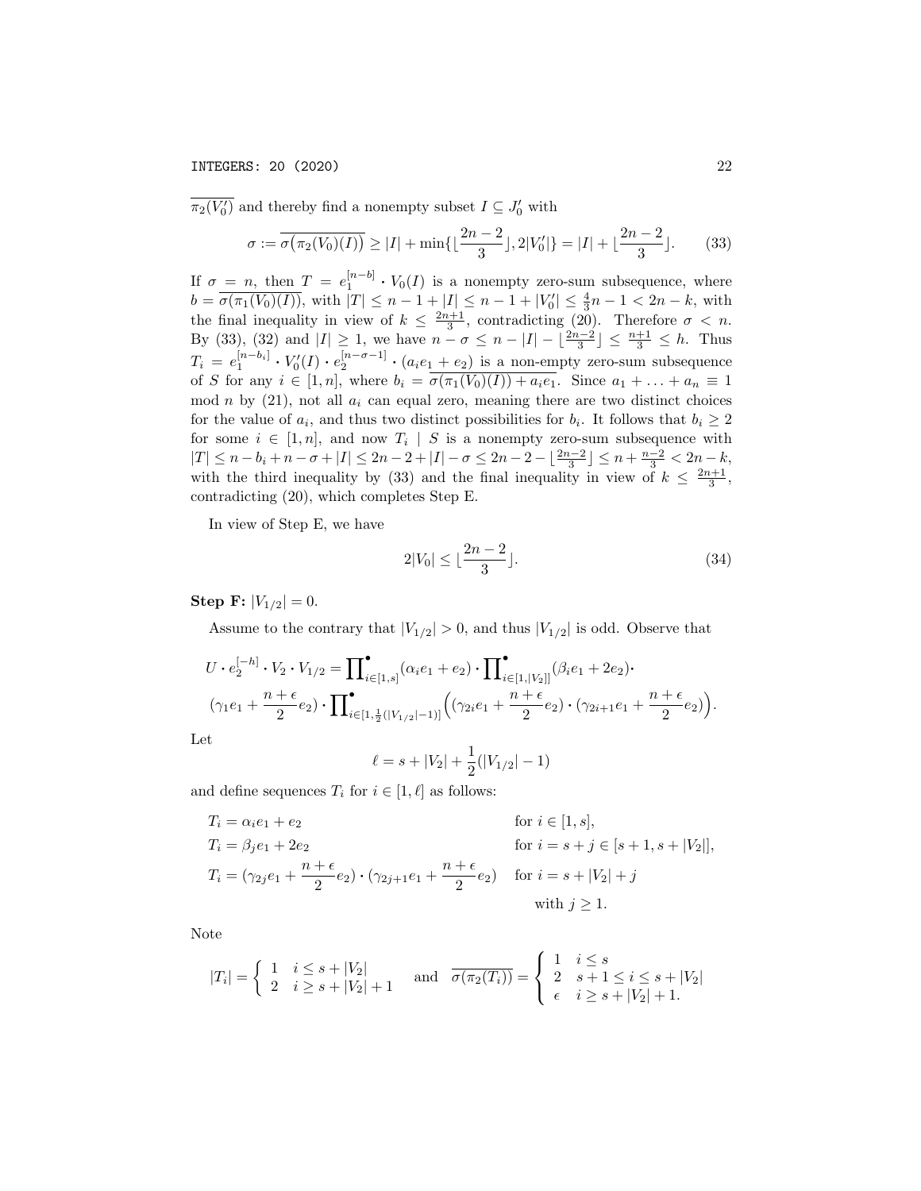$\overline{\pi_2(V_0')}$ and thereby find a nonempty subset $I \subseteq J_0'$ with

$$\sigma := \overline{\sigma\big(\pi_2(V_0)(I)\big)} \geq |I| + \min\{\lfloor \frac{2n-2}{3} \rfloor, 2|V_0'|\} = |I| + \lfloor \frac{2n-2}{3} \rfloor. \tag{33}$$

If $\sigma = n$, then $T = e_1^{[n-b]} \boldsymbol{\cdot} V_0(I)$ is a nonempty zero-sum subsequence, where $b = \overline{\sigma(\pi_1(V_0)(I))}$, with $|T| \leq n - 1 + |I| \leq n - 1 + |V_0'| \leq \frac{4}{3}n - 1 < 2n - k$, with the final inequality in view of $k \leq \frac{2n+1}{3}$, contradicting (20). Therefore $\sigma < n$. By (33), (32) and $|I| \geq 1$, we have $n - \sigma \leq n - |I| - \lfloor \frac{2n-2}{3} \rfloor \leq \frac{n+1}{3} \leq h$. Thus $T_i = e_1^{[n-b_i]} \boldsymbol{\cdot} V_0'(I) \boldsymbol{\cdot} e_2^{[n-\sigma-1]} \boldsymbol{\cdot} (a_i e_1 + e_2)$ is a non-empty zero-sum subsequence of $S$ for any $i \in [1, n]$, where $b_i = \overline{\sigma(\pi_1(V_0)(I)) + a_i e_1}$. Since $a_1 + \ldots + a_n \equiv 1 \mod n$ by (21), not all $a_i$ can equal zero, meaning there are two distinct choices for the value of $a_i$, and thus two distinct possibilities for $b_i$. It follows that $b_i \geq 2$ for some $i \in [1, n]$, and now $T_i \mid S$ is a nonempty zero-sum subsequence with $|T| \leq n - b_i + n - \sigma + |I| \leq 2n - 2 + |I| - \sigma \leq 2n - 2 - \lfloor \frac{2n-2}{3} \rfloor \leq n + \frac{n-2}{3} < 2n - k$, with the third inequality by (33) and the final inequality in view of $k \leq \frac{2n+1}{3}$, contradicting (20), which completes Step E.

In view of Step E, we have

$$2|V_0| \leq \lfloor \frac{2n-2}{3} \rfloor. \tag{34}$$

**Step F:** $|V_{1/2}| = 0$.

Assume to the contrary that $|V_{1/2}| > 0$, and thus $|V_{1/2}|$ is odd. Observe that

$$U \boldsymbol{\cdot} e_2^{[-h]} \boldsymbol{\cdot} V_2 \boldsymbol{\cdot} V_{1/2} = \prod\nolimits^{\bullet}_{i \in [1,s]} (\alpha_i e_1 + e_2) \boldsymbol{\cdot} \prod\nolimits^{\bullet}_{i \in [1,|V_2|]} (\beta_i e_1 + 2e_2) \boldsymbol{\cdot}$$
$$(\gamma_1 e_1 + \frac{n+\epsilon}{2} e_2) \boldsymbol{\cdot} \prod\nolimits^{\bullet}_{i \in [1, \frac{1}{2}(|V_{1/2}|-1)]} \Big( (\gamma_{2i} e_1 + \frac{n+\epsilon}{2} e_2) \boldsymbol{\cdot} (\gamma_{2i+1} e_1 + \frac{n+\epsilon}{2} e_2) \Big).$$

Let

$$\ell = s + |V_2| + \frac{1}{2}(|V_{1/2}| - 1)$$

and define sequences $T_i$ for $i \in [1, \ell]$ as follows:

$$\begin{aligned}
T_i &= \alpha_i e_1 + e_2 && \text{for } i \in [1, s], \\
T_i &= \beta_j e_1 + 2e_2 && \text{for } i = s + j \in [s+1, s+|V_2|], \\
T_i &= (\gamma_{2j} e_1 + \frac{n+\epsilon}{2} e_2) \boldsymbol{\cdot} (\gamma_{2j+1} e_1 + \frac{n+\epsilon}{2} e_2) && \text{for } i = s + |V_2| + j \\
& && \text{with } j \geq 1.
\end{aligned}$$

Note

$$|T_i| = \begin{cases} 1 & i \leq s + |V_2| \\ 2 & i \geq s + |V_2| + 1 \end{cases} \quad \text{and} \quad \overline{\sigma(\pi_2(T_i))} = \begin{cases} 1 & i \leq s \\ 2 & s+1 \leq i \leq s + |V_2| \\ \epsilon & i \geq s + |V_2| + 1. \end{cases}$$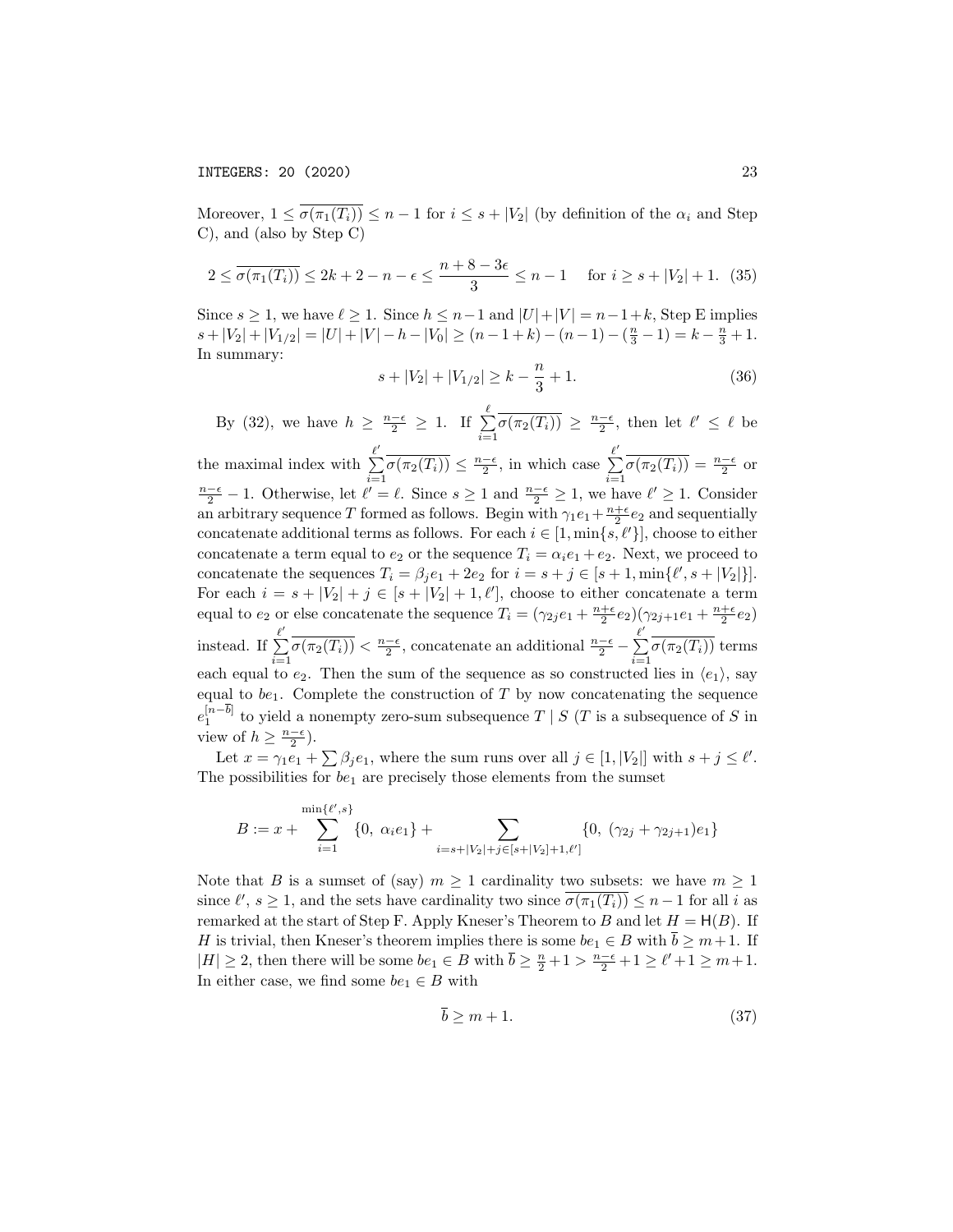Moreover, $1 \le \overline{\sigma(\pi_1(T_i))} \le n-1$ for $i \le s + |V_2|$ (by definition of the $\alpha_i$ and Step C), and (also by Step C)

$$2 \le \overline{\sigma(\pi_1(T_i))} \le 2k + 2 - n - \epsilon \le \frac{n+8-3\epsilon}{3} \le n-1 \quad \text{for } i \ge s + |V_2| + 1. \tag{35}$$

Since $s \ge 1$, we have $\ell \ge 1$. Since $h \le n-1$ and $|U|+|V| = n-1+k$, Step E implies $s + |V_2| + |V_{1/2}| = |U| + |V| - h - |V_0| \ge (n-1+k) - (n-1) - (\frac{n}{3} - 1) = k - \frac{n}{3} + 1$. In summary:

$$s + |V_2| + |V_{1/2}| \ge k - \frac{n}{3} + 1. \tag{36}$$

By (32), we have $h \ge \frac{n-\epsilon}{2} \ge 1$. If $\sum_{i=1}^{\ell} \overline{\sigma(\pi_2(T_i))} \ge \frac{n-\epsilon}{2}$, then let $\ell' \le \ell$ be the maximal index with $\sum_{i=1}^{\ell'} \overline{\sigma(\pi_2(T_i))} \le \frac{n-\epsilon}{2}$, in which case $\sum_{i=1}^{\ell'} \overline{\sigma(\pi_2(T_i))} = \frac{n-\epsilon}{2}$ or $\frac{n-\epsilon}{2} - 1$. Otherwise, let $\ell' = \ell$. Since $s \ge 1$ and $\frac{n-\epsilon}{2} \ge 1$, we have $\ell' \ge 1$. Consider an arbitrary sequence $T$ formed as follows. Begin with $\gamma_1 e_1 + \frac{n+\epsilon}{2} e_2$ and sequentially concatenate additional terms as follows. For each $i \in [1, \min\{s, \ell'\}]$, choose to either concatenate a term equal to $e_2$ or the sequence $T_i = \alpha_i e_1 + e_2$. Next, we proceed to concatenate the sequences $T_i = \beta_j e_1 + 2e_2$ for $i = s + j \in [s+1, \min\{\ell', s + |V_2|\}]$. For each $i = s + |V_2| + j \in [s + |V_2| + 1, \ell']$, choose to either concatenate a term equal to $e_2$ or else concatenate the sequence $T_i = (\gamma_{2j} e_1 + \frac{n+\epsilon}{2} e_2)(\gamma_{2j+1} e_1 + \frac{n+\epsilon}{2} e_2)$ instead. If $\sum_{i=1}^{\ell'} \overline{\sigma(\pi_2(T_i))} < \frac{n-\epsilon}{2}$, concatenate an additional $\frac{n-\epsilon}{2} - \sum_{i=1}^{\ell'} \overline{\sigma(\pi_2(T_i))}$ terms each equal to $e_2$. Then the sum of the sequence as so constructed lies in $\langle e_1 \rangle$, say equal to $be_1$. Complete the construction of $T$ by now concatenating the sequence $e_1^{[n-\overline{b}]}$ to yield a nonempty zero-sum subsequence $T \mid S$ ($T$ is a subsequence of $S$ in view of $h \ge \frac{n-\epsilon}{2}$).

Let $x = \gamma_1 e_1 + \sum \beta_j e_1$, where the sum runs over all $j \in [1, |V_2|]$ with $s + j \le \ell'$. The possibilities for $be_1$ are precisely those elements from the sumset

$$B := x + \sum_{i=1}^{\min\{\ell', s\}} \{0,\ \alpha_i e_1\} + \sum_{i = s + |V_2| + j \in [s+|V_2|+1, \ell']} \{0,\ (\gamma_{2j} + \gamma_{2j+1}) e_1\}$$

Note that $B$ is a sumset of (say) $m \ge 1$ cardinality two subsets: we have $m \ge 1$ since $\ell',\, s \ge 1$, and the sets have cardinality two since $\overline{\sigma(\pi_1(T_i))} \le n-1$ for all $i$ as remarked at the start of Step F. Apply Kneser's Theorem to $B$ and let $H = \mathsf{H}(B)$. If $H$ is trivial, then Kneser's theorem implies there is some $be_1 \in B$ with $\overline{b} \ge m+1$. If $|H| \ge 2$, then there will be some $be_1 \in B$ with $\overline{b} \ge \frac{n}{2} + 1 > \frac{n-\epsilon}{2} + 1 \ge \ell' + 1 \ge m+1$. In either case, we find some $be_1 \in B$ with

$$\overline{b} \ge m + 1. \tag{37}$$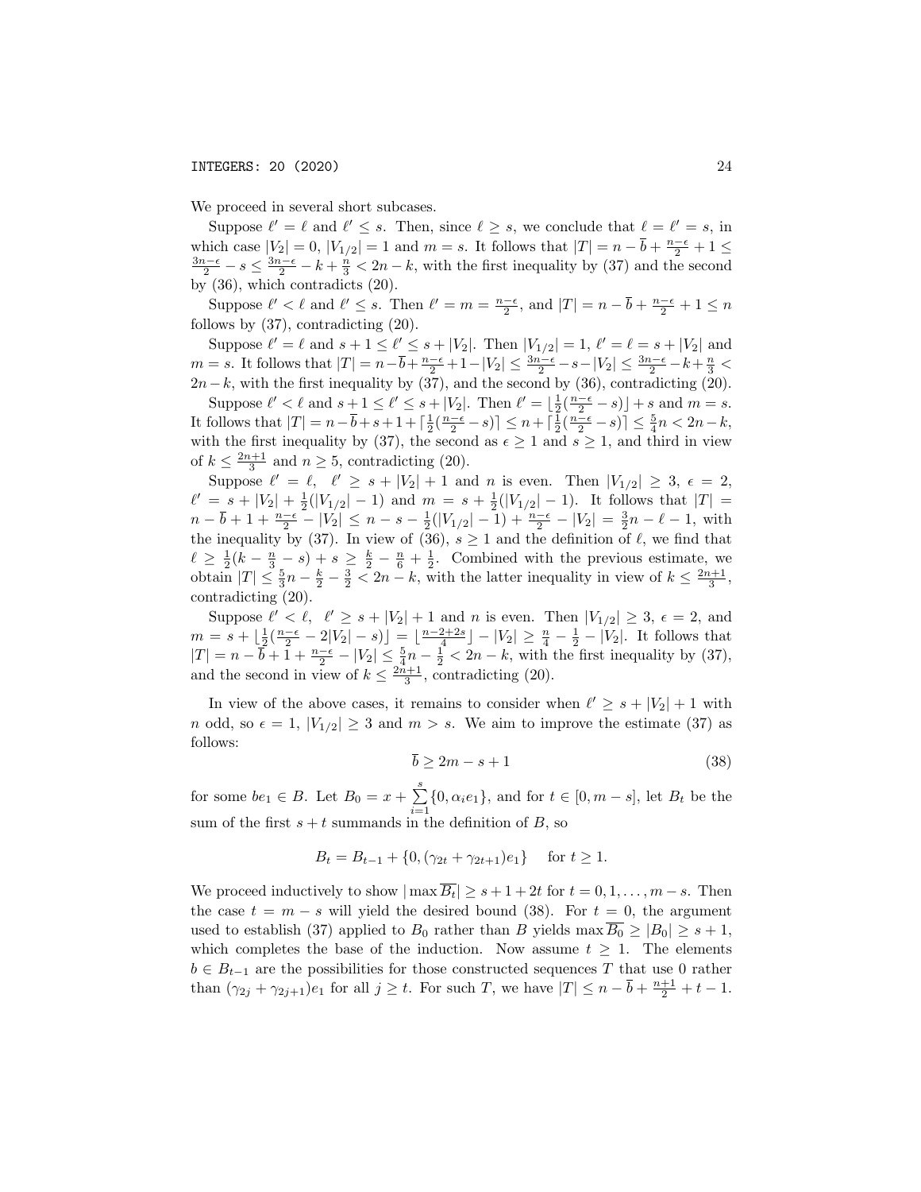We proceed in several short subcases.

Suppose $\ell' = \ell$ and $\ell' \leq s$. Then, since $\ell \geq s$, we conclude that $\ell = \ell' = s$, in which case $|V_2| = 0$, $|V_{1/2}| = 1$ and $m = s$. It follows that $|T| = n - \overline{b} + \frac{n-\epsilon}{2} + 1 \leq \frac{3n-\epsilon}{2} - s \leq \frac{3n-\epsilon}{2} - k + \frac{n}{3} < 2n - k$, with the first inequality by (37) and the second by (36), which contradicts (20).

Suppose $\ell' < \ell$ and $\ell' \leq s$. Then $\ell' = m = \frac{n-\epsilon}{2}$, and $|T| = n - \overline{b} + \frac{n-\epsilon}{2} + 1 \leq n$ follows by (37), contradicting (20).

Suppose $\ell' = \ell$ and $s + 1 \leq \ell' \leq s + |V_2|$. Then $|V_{1/2}| = 1$, $\ell' = \ell = s + |V_2|$ and $m = s$. It follows that $|T| = n - \overline{b} + \frac{n-\epsilon}{2} + 1 - |V_2| \leq \frac{3n-\epsilon}{2} - s - |V_2| \leq \frac{3n-\epsilon}{2} - k + \frac{n}{3} < 2n - k$, with the first inequality by (37), and the second by (36), contradicting (20).

Suppose $\ell' < \ell$ and $s + 1 \leq \ell' \leq s + |V_2|$. Then $\ell' = \lfloor \frac{1}{2}(\frac{n-\epsilon}{2} - s) \rfloor + s$ and $m = s$. It follows that $|T| = n - \overline{b} + s + 1 + \lceil \frac{1}{2}(\frac{n-\epsilon}{2} - s) \rceil \leq n + \lceil \frac{1}{2}(\frac{n-\epsilon}{2} - s) \rceil \leq \frac{5}{4}n < 2n - k$, with the first inequality by (37), the second as $\epsilon \geq 1$ and $s \geq 1$, and third in view of $k \leq \frac{2n+1}{3}$ and $n \geq 5$, contradicting (20).

Suppose $\ell' = \ell$, $\ell' \geq s + |V_2| + 1$ and $n$ is even. Then $|V_{1/2}| \geq 3$, $\epsilon = 2$, $\ell' = s + |V_2| + \frac{1}{2}(|V_{1/2}| - 1)$ and $m = s + \frac{1}{2}(|V_{1/2}| - 1)$. It follows that $|T| = n - \overline{b} + 1 + \frac{n-\epsilon}{2} - |V_2| \leq n - s - \frac{1}{2}(|V_{1/2}| - 1) + \frac{n-\epsilon}{2} - |V_2| = \frac{3}{2}n - \ell - 1$, with the inequality by (37). In view of (36), $s \geq 1$ and the definition of $\ell$, we find that $\ell \geq \frac{1}{2}(k - \frac{n}{3} - s) + s \geq \frac{k}{2} - \frac{n}{6} + \frac{1}{2}$. Combined with the previous estimate, we obtain $|T| \leq \frac{5}{3}n - \frac{k}{2} - \frac{3}{2} < 2n - k$, with the latter inequality in view of $k \leq \frac{2n+1}{3}$, contradicting (20).

Suppose $\ell' < \ell$, $\ell' \geq s + |V_2| + 1$ and $n$ is even. Then $|V_{1/2}| \geq 3$, $\epsilon = 2$, and $m = s + \lfloor \frac{1}{2}(\frac{n-\epsilon}{2} - 2|V_2| - s) \rfloor = \lfloor \frac{n-2+2s}{4} \rfloor - |V_2| \geq \frac{n}{4} - \frac{1}{2} - |V_2|$. It follows that $|T| = n - \overline{b} + 1 + \frac{n-\epsilon}{2} - |V_2| \leq \frac{5}{4}n - \frac{1}{2} < 2n - k$, with the first inequality by (37), and the second in view of $k \leq \frac{2n+1}{3}$, contradicting (20).

In view of the above cases, it remains to consider when $\ell' \geq s + |V_2| + 1$ with $n$ odd, so $\epsilon = 1$, $|V_{1/2}| \geq 3$ and $m > s$. We aim to improve the estimate (37) as follows:

$$\overline{b} \geq 2m - s + 1 \tag{38}$$

for some $be_1 \in B$. Let $B_0 = x + \sum_{i=1}^{s} \{0, \alpha_i e_1\}$, and for $t \in [0, m - s]$, let $B_t$ be the sum of the first $s + t$ summands in the definition of $B$, so

$$B_t = B_{t-1} + \{0, (\gamma_{2t} + \gamma_{2t+1})e_1\} \quad \text{for } t \geq 1.$$

We proceed inductively to show $|\max \overline{B_t}| \geq s + 1 + 2t$ for $t = 0, 1, \ldots, m - s$. Then the case $t = m - s$ will yield the desired bound (38). For $t = 0$, the argument used to establish (37) applied to $B_0$ rather than $B$ yields $\max \overline{B_0} \geq |B_0| \geq s + 1$, which completes the base of the induction. Now assume $t \geq 1$. The elements $b \in B_{t-1}$ are the possibilities for those constructed sequences $T$ that use 0 rather than $(\gamma_{2j} + \gamma_{2j+1})e_1$ for all $j \geq t$. For such $T$, we have $|T| \leq n - \overline{b} + \frac{n+1}{2} + t - 1$.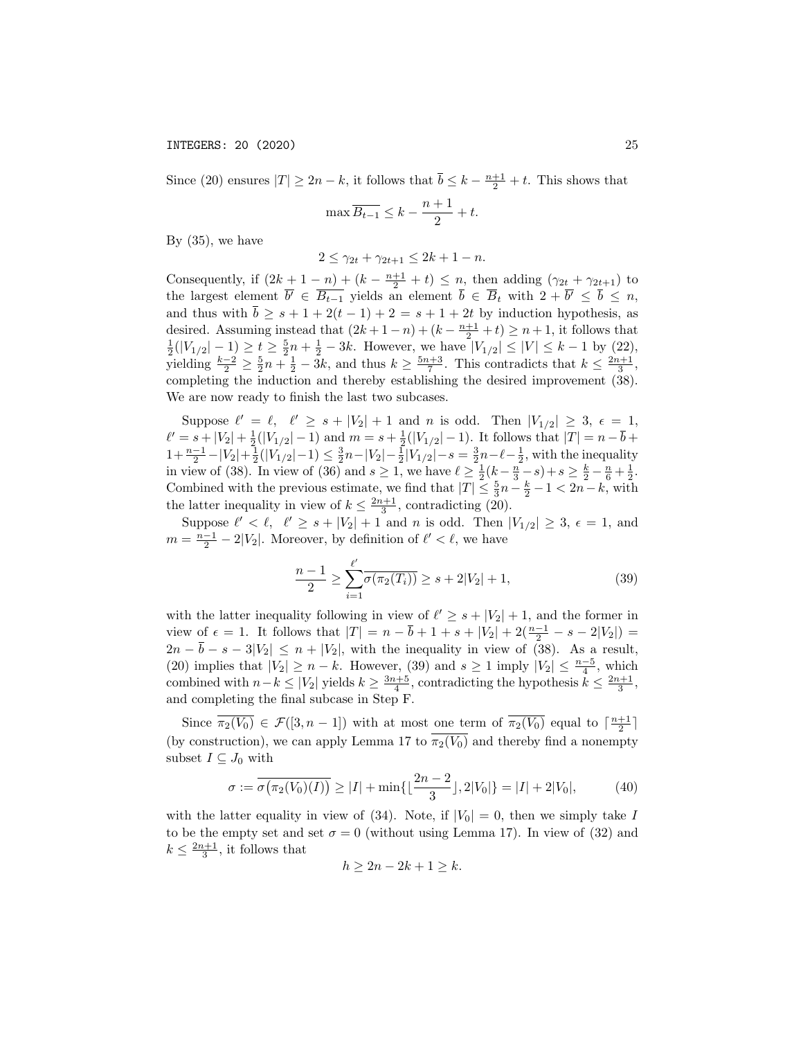Since (20) ensures $|T| \geq 2n-k$, it follows that $\overline{b} \leq k - \frac{n+1}{2} + t$. This shows that

$$\max \overline{B_{t-1}} \leq k - \frac{n+1}{2} + t.$$

By (35), we have

$$2 \leq \gamma_{2t} + \gamma_{2t+1} \leq 2k+1-n.$$

Consequently, if $(2k+1-n) + (k - \frac{n+1}{2} + t) \leq n$, then adding $(\gamma_{2t} + \gamma_{2t+1})$ to the largest element $\overline{b'} \in \overline{B_{t-1}}$ yields an element $\overline{b} \in \overline{B}_t$ with $2 + \overline{b'} \leq \overline{b} \leq n$, and thus with $\overline{b} \geq s + 1 + 2(t-1) + 2 = s + 1 + 2t$ by induction hypothesis, as desired. Assuming instead that $(2k+1-n) + (k - \frac{n+1}{2} + t) \geq n+1$, it follows that $\frac{1}{2}(|V_{1/2}| - 1) \geq t \geq \frac{5}{2}n + \frac{1}{2} - 3k$. However, we have $|V_{1/2}| \leq |V| \leq k-1$ by (22), yielding $\frac{k-2}{2} \geq \frac{5}{2}n + \frac{1}{2} - 3k$, and thus $k \geq \frac{5n+3}{7}$. This contradicts that $k \leq \frac{2n+1}{3}$, completing the induction and thereby establishing the desired improvement (38). We are now ready to finish the last two subcases.

Suppose $\ell' = \ell$, $\ell' \geq s + |V_2| + 1$ and $n$ is odd. Then $|V_{1/2}| \geq 3$, $\epsilon = 1$, $\ell' = s + |V_2| + \frac{1}{2}(|V_{1/2}| - 1)$ and $m = s + \frac{1}{2}(|V_{1/2}| - 1)$. It follows that $|T| = n - \overline{b} + 1 + \frac{n-1}{2} - |V_2| + \frac{1}{2}(|V_{1/2}| - 1) \leq \frac{3}{2}n - |V_2| - \frac{1}{2}|V_{1/2}| - s = \frac{3}{2}n - \ell - \frac{1}{2}$, with the inequality in view of (38). In view of (36) and $s \geq 1$, we have $\ell \geq \frac{1}{2}(k - \frac{n}{3} - s) + s \geq \frac{k}{2} - \frac{n}{6} + \frac{1}{2}$. Combined with the previous estimate, we find that $|T| \leq \frac{5}{3}n - \frac{k}{2} - 1 < 2n - k$, with the latter inequality in view of $k \leq \frac{2n+1}{3}$, contradicting (20).

Suppose $\ell' < \ell$, $\ell' \geq s + |V_2| + 1$ and $n$ is odd. Then $|V_{1/2}| \geq 3$, $\epsilon = 1$, and $m = \frac{n-1}{2} - 2|V_2|$. Moreover, by definition of $\ell' < \ell$, we have

$$\frac{n-1}{2} \geq \sum_{i=1}^{\ell'} \overline{\sigma(\pi_2(T_i))} \geq s + 2|V_2| + 1, \tag{39}$$

with the latter inequality following in view of $\ell' \geq s + |V_2| + 1$, and the former in view of $\epsilon = 1$. It follows that $|T| = n - \overline{b} + 1 + s + |V_2| + 2(\frac{n-1}{2} - s - 2|V_2|) = 2n - \overline{b} - s - 3|V_2| \leq n + |V_2|$, with the inequality in view of (38). As a result, (20) implies that $|V_2| \geq n - k$. However, (39) and $s \geq 1$ imply $|V_2| \leq \frac{n-5}{4}$, which combined with $n - k \leq |V_2|$ yields $k \geq \frac{3n+5}{4}$, contradicting the hypothesis $k \leq \frac{2n+1}{3}$, and completing the final subcase in Step F.

Since $\overline{\pi_2(V_0)} \in \mathcal{F}([3, n-1])$ with at most one term of $\overline{\pi_2(V_0)}$ equal to $\lceil \frac{n+1}{2} \rceil$ (by construction), we can apply Lemma 17 to $\overline{\pi_2(V_0)}$ and thereby find a nonempty subset $I \subseteq J_0$ with

$$\sigma := \overline{\sigma\big(\pi_2(V_0)(I)\big)} \geq |I| + \min\{\lfloor \frac{2n-2}{3} \rfloor, 2|V_0|\} = |I| + 2|V_0|, \tag{40}$$

with the latter equality in view of (34). Note, if $|V_0| = 0$, then we simply take $I$ to be the empty set and set $\sigma = 0$ (without using Lemma 17). In view of (32) and $k \leq \frac{2n+1}{3}$, it follows that

$$h \geq 2n - 2k + 1 \geq k.$$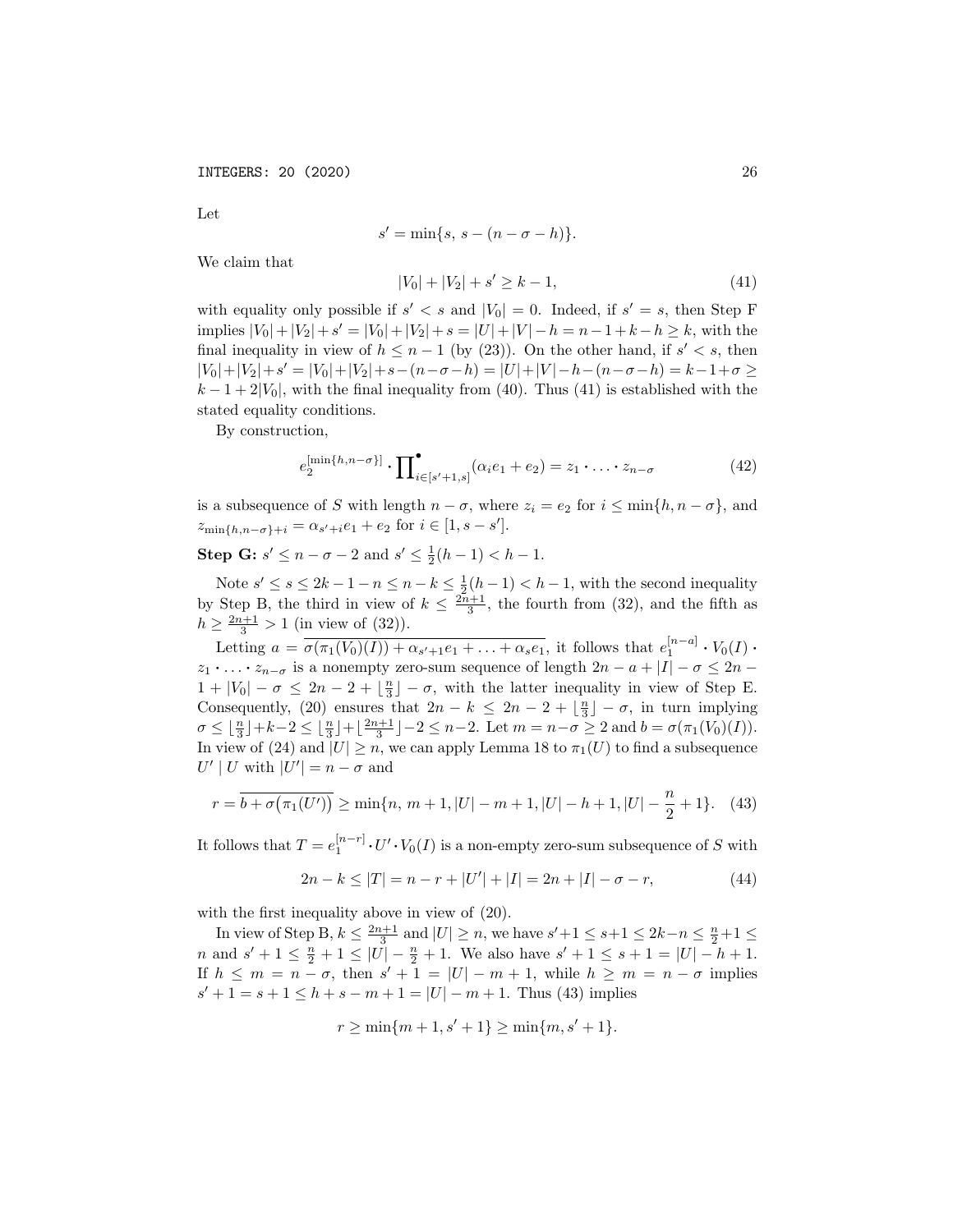Let

$$s' = \min\{s,\, s - (n - \sigma - h)\}.$$

We claim that

$$|V_0| + |V_2| + s' \geq k - 1, \tag{41}$$

with equality only possible if $s' < s$ and $|V_0| = 0$. Indeed, if $s' = s$, then Step F implies $|V_0| + |V_2| + s' = |V_0| + |V_2| + s = |U| + |V| - h = n - 1 + k - h \geq k$, with the final inequality in view of $h \leq n - 1$ (by (23)). On the other hand, if $s' < s$, then $|V_0| + |V_2| + s' = |V_0| + |V_2| + s - (n - \sigma - h) = |U| + |V| - h - (n - \sigma - h) = k - 1 + \sigma \geq k - 1 + 2|V_0|$, with the final inequality from (40). Thus (41) is established with the stated equality conditions.

By construction,

$$e_2^{[\min\{h, n-\sigma\}]} \boldsymbol{\cdot} \prod\nolimits^\bullet_{i \in [s'+1, s]} (\alpha_i e_1 + e_2) = z_1 \boldsymbol{\cdot} \ldots \boldsymbol{\cdot} z_{n-\sigma} \tag{42}$$

is a subsequence of $S$ with length $n - \sigma$, where $z_i = e_2$ for $i \leq \min\{h, n - \sigma\}$, and $z_{\min\{h, n-\sigma\}+i} = \alpha_{s'+i} e_1 + e_2$ for $i \in [1, s - s']$.

**Step G:** $s' \leq n - \sigma - 2$ and $s' \leq \frac{1}{2}(h-1) < h - 1$.

Note $s' \leq s \leq 2k - 1 - n \leq n - k \leq \frac{1}{2}(h-1) < h - 1$, with the second inequality by Step B, the third in view of $k \leq \frac{2n+1}{3}$, the fourth from (32), and the fifth as $h \geq \frac{2n+1}{3} > 1$ (in view of (32)).

Letting $a = \overline{\sigma(\pi_1(V_0)(I)) + \alpha_{s'+1} e_1 + \ldots + \alpha_s e_1}$, it follows that $e_1^{[n-a]} \boldsymbol{\cdot} V_0(I) \boldsymbol{\cdot} z_1 \boldsymbol{\cdot} \ldots \boldsymbol{\cdot} z_{n-\sigma}$ is a nonempty zero-sum sequence of length $2n - a + |I| - \sigma \leq 2n - 1 + |V_0| - \sigma \leq 2n - 2 + \lfloor \frac{n}{3} \rfloor - \sigma$, with the latter inequality in view of Step E. Consequently, (20) ensures that $2n - k \leq 2n - 2 + \lfloor \frac{n}{3} \rfloor - \sigma$, in turn implying $\sigma \leq \lfloor \frac{n}{3} \rfloor + k - 2 \leq \lfloor \frac{n}{3} \rfloor + \lfloor \frac{2n+1}{3} \rfloor - 2 \leq n - 2$. Let $m = n - \sigma \geq 2$ and $b = \sigma(\pi_1(V_0)(I))$. In view of (24) and $|U| \geq n$, we can apply Lemma 18 to $\pi_1(U)$ to find a subsequence $U' \mid U$ with $|U'| = n - \sigma$ and

$$r = \overline{b + \sigma\big(\pi_1(U')\big)} \geq \min\{n,\, m+1,\, |U| - m + 1,\, |U| - h + 1,\, |U| - \frac{n}{2} + 1\}. \tag{43}$$

It follows that $T = e_1^{[n-r]} \boldsymbol{\cdot} U' \boldsymbol{\cdot} V_0(I)$ is a non-empty zero-sum subsequence of $S$ with

$$2n - k \leq |T| = n - r + |U'| + |I| = 2n + |I| - \sigma - r, \tag{44}$$

with the first inequality above in view of (20).

In view of Step B, $k \leq \frac{2n+1}{3}$ and $|U| \geq n$, we have $s' + 1 \leq s + 1 \leq 2k - n \leq \frac{n}{2} + 1 \leq n$ and $s' + 1 \leq \frac{n}{2} + 1 \leq |U| - \frac{n}{2} + 1$. We also have $s' + 1 \leq s + 1 = |U| - h + 1$. If $h \leq m = n - \sigma$, then $s' + 1 = |U| - m + 1$, while $h \geq m = n - \sigma$ implies $s' + 1 = s + 1 \leq h + s - m + 1 = |U| - m + 1$. Thus (43) implies

$$r \geq \min\{m + 1, s' + 1\} \geq \min\{m, s' + 1\}.$$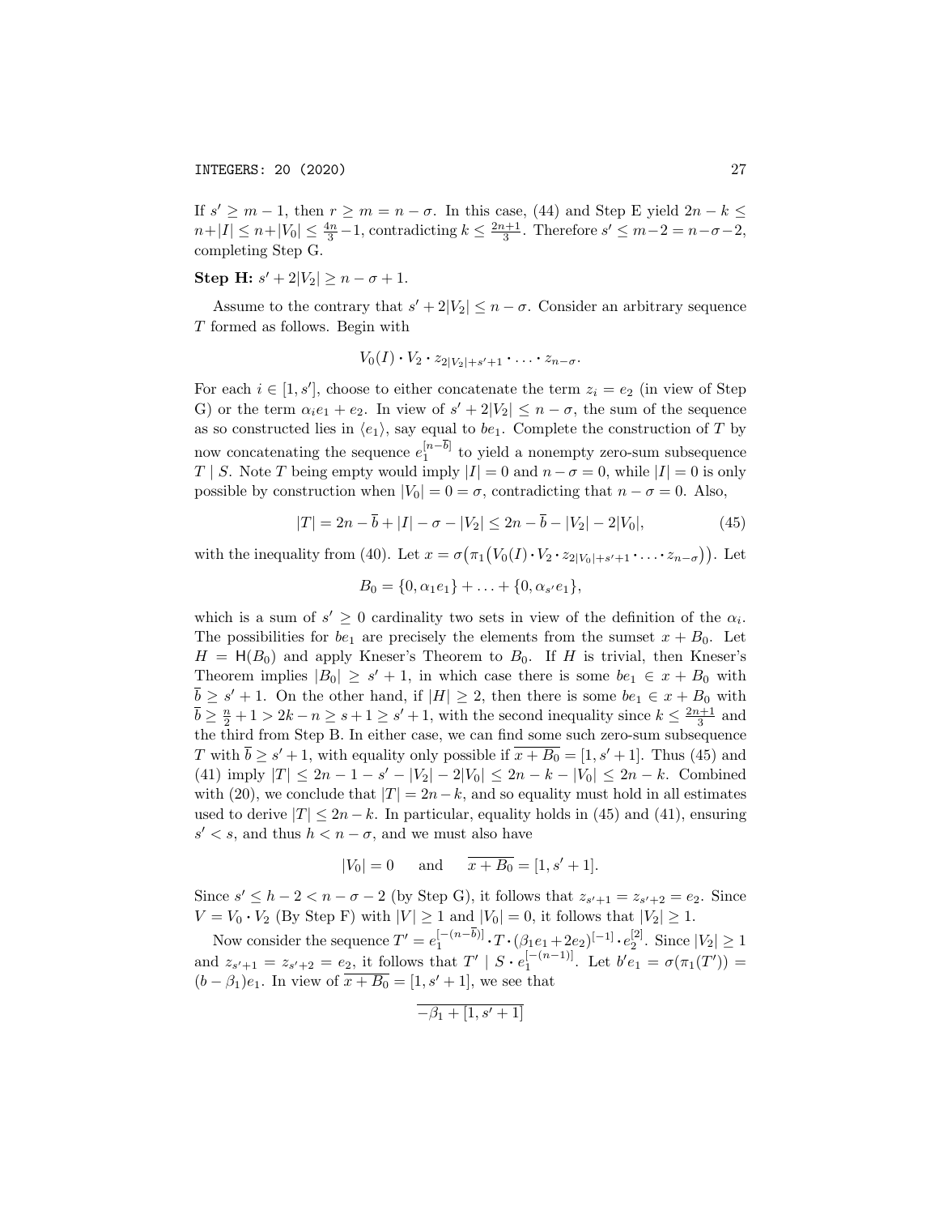If $s' \geq m-1$, then $r \geq m = n-\sigma$. In this case, (44) and Step E yield $2n-k \leq n+|I| \leq n+|V_0| \leq \frac{4n}{3}-1$, contradicting $k \leq \frac{2n+1}{3}$. Therefore $s' \leq m-2 = n-\sigma-2$, completing Step G.

**Step H:** $s' + 2|V_2| \geq n - \sigma + 1$.

Assume to the contrary that $s' + 2|V_2| \leq n - \sigma$. Consider an arbitrary sequence $T$ formed as follows. Begin with

$$V_0(I) \boldsymbol{\cdot} V_2 \boldsymbol{\cdot} z_{2|V_2|+s'+1} \boldsymbol{\cdot} \ldots \boldsymbol{\cdot} z_{n-\sigma}.$$

For each $i \in [1, s']$, choose to either concatenate the term $z_i = e_2$ (in view of Step G) or the term $\alpha_i e_1 + e_2$. In view of $s' + 2|V_2| \leq n - \sigma$, the sum of the sequence as so constructed lies in $\langle e_1 \rangle$, say equal to $be_1$. Complete the construction of $T$ by now concatenating the sequence $e_1^{[n-\overline{b}]}$ to yield a nonempty zero-sum subsequence $T \mid S$. Note $T$ being empty would imply $|I| = 0$ and $n - \sigma = 0$, while $|I| = 0$ is only possible by construction when $|V_0| = 0 = \sigma$, contradicting that $n - \sigma = 0$. Also,

$$|T| = 2n - \overline{b} + |I| - \sigma - |V_2| \leq 2n - \overline{b} - |V_2| - 2|V_0|, \tag{45}$$

with the inequality from (40). Let $x = \sigma\big(\pi_1\big(V_0(I) \boldsymbol{\cdot} V_2 \boldsymbol{\cdot} z_{2|V_0|+s'+1} \boldsymbol{\cdot} \ldots \boldsymbol{\cdot} z_{n-\sigma}\big)\big)$. Let

$$B_0 = \{0, \alpha_1 e_1\} + \ldots + \{0, \alpha_{s'} e_1\},$$

which is a sum of $s' \geq 0$ cardinality two sets in view of the definition of the $\alpha_i$. The possibilities for $be_1$ are precisely the elements from the sumset $x + B_0$. Let $H = \mathsf{H}(B_0)$ and apply Kneser's Theorem to $B_0$. If $H$ is trivial, then Kneser's Theorem implies $|B_0| \geq s' + 1$, in which case there is some $be_1 \in x + B_0$ with $\overline{b} \geq s' + 1$. On the other hand, if $|H| \geq 2$, then there is some $be_1 \in x + B_0$ with $\overline{b} \geq \frac{n}{2} + 1 > 2k - n \geq s + 1 \geq s' + 1$, with the second inequality since $k \leq \frac{2n+1}{3}$ and the third from Step B. In either case, we can find some such zero-sum subsequence $T$ with $\overline{b} \geq s' + 1$, with equality only possible if $\overline{x + B_0} = [1, s' + 1]$. Thus (45) and (41) imply $|T| \leq 2n - 1 - s' - |V_2| - 2|V_0| \leq 2n - k - |V_0| \leq 2n - k$. Combined with (20), we conclude that $|T| = 2n - k$, and so equality must hold in all estimates used to derive $|T| \leq 2n - k$. In particular, equality holds in (45) and (41), ensuring $s' < s$, and thus $h < n - \sigma$, and we must also have

$$|V_0| = 0 \quad \text{and} \quad \overline{x + B_0} = [1, s' + 1].$$

Since $s' \leq h - 2 < n - \sigma - 2$ (by Step G), it follows that $z_{s'+1} = z_{s'+2} = e_2$. Since $V = V_0 \boldsymbol{\cdot} V_2$ (By Step F) with $|V| \geq 1$ and $|V_0| = 0$, it follows that $|V_2| \geq 1$.

Now consider the sequence $T' = e_1^{[-(n-\overline{b})]} \boldsymbol{\cdot} T \boldsymbol{\cdot} (\beta_1 e_1 + 2e_2)^{[-1]} \boldsymbol{\cdot} e_2^{[2]}$. Since $|V_2| \geq 1$ and $z_{s'+1} = z_{s'+2} = e_2$, it follows that $T' \mid S \boldsymbol{\cdot} e_1^{[-(n-1)]}$. Let $b'e_1 = \sigma(\pi_1(T')) = (b - \beta_1)e_1$. In view of $\overline{x + B_0} = [1, s' + 1]$, we see that

$$\overline{-\beta_1 + [1, s' + 1]}$$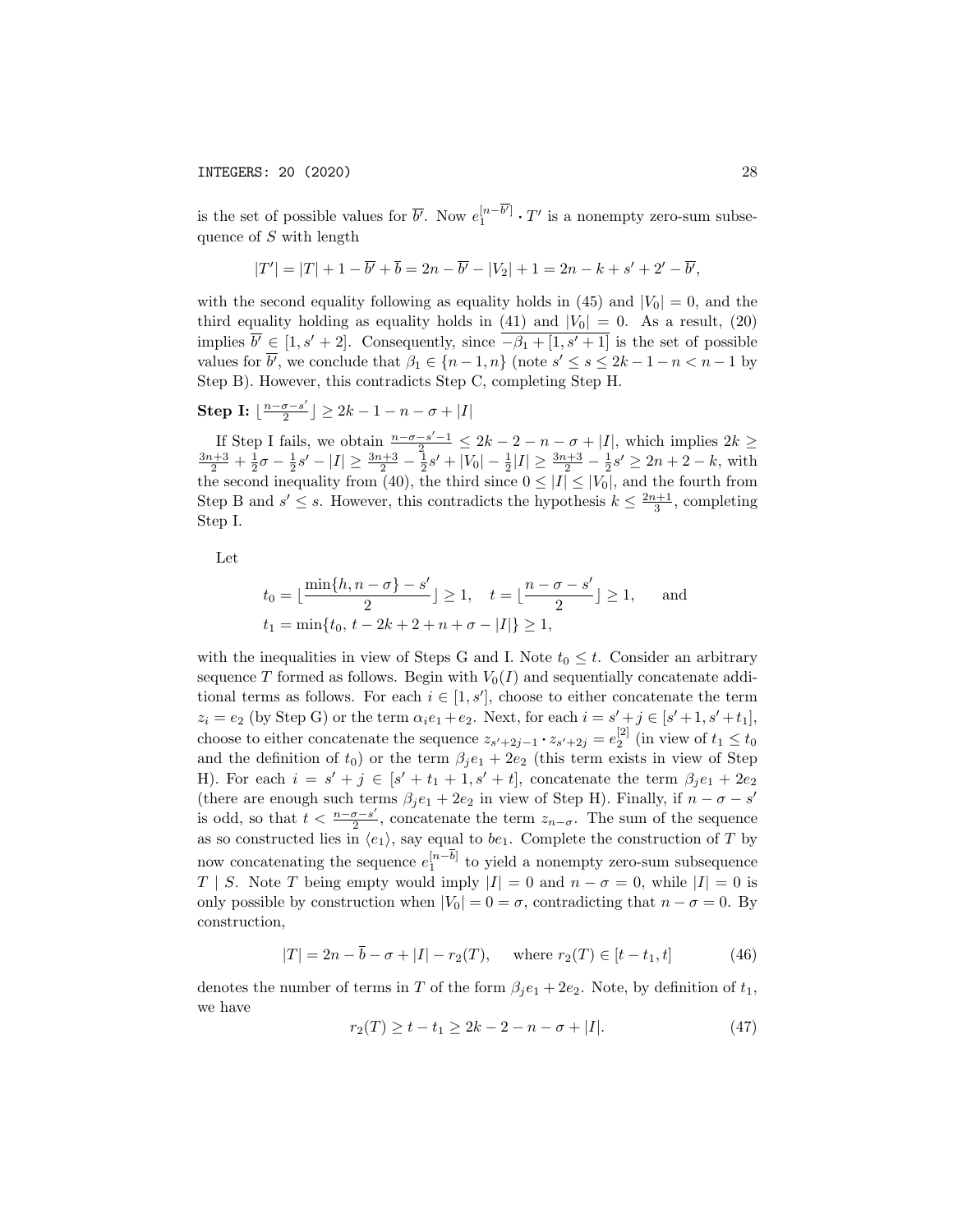is the set of possible values for $\overline{b'}$. Now $e_1^{[n-\overline{b'}]} \boldsymbol{\cdot} T'$ is a nonempty zero-sum subsequence of $S$ with length

$$|T'| = |T| + 1 - \overline{b'} + \overline{b} = 2n - \overline{b'} - |V_2| + 1 = 2n - k + s' + 2' - \overline{b'},$$

with the second equality following as equality holds in (45) and $|V_0| = 0$, and the third equality holding as equality holds in (41) and $|V_0| = 0$. As a result, (20) implies $\overline{b'} \in [1, s' + 2]$. Consequently, since $-\beta_1 + [1, s' + 1]$ is the set of possible values for $\overline{b'}$, we conclude that $\beta_1 \in \{n-1, n\}$ (note $s' \leq s \leq 2k - 1 - n < n - 1$ by Step B). However, this contradicts Step C, completing Step H.

**Step I:** $\lfloor \frac{n-\sigma-s'}{2} \rfloor \geq 2k - 1 - n - \sigma + |I|$

If Step I fails, we obtain $\frac{n-\sigma-s'-1}{2} \leq 2k - 2 - n - \sigma + |I|$, which implies $2k \geq \frac{3n+3}{2} + \frac{1}{2}\sigma - \frac{1}{2}s' - |I| \geq \frac{3n+3}{2} - \frac{1}{2}s' + |V_0| - \frac{1}{2}|I| \geq \frac{3n+3}{2} - \frac{1}{2}s' \geq 2n + 2 - k$, with the second inequality from (40), the third since $0 \leq |I| \leq |V_0|$, and the fourth from Step B and $s' \leq s$. However, this contradicts the hypothesis $k \leq \frac{2n+1}{3}$, completing Step I.

Let

$$t_0 = \lfloor \frac{\min\{h, n-\sigma\} - s'}{2} \rfloor \geq 1, \quad t = \lfloor \frac{n-\sigma-s'}{2} \rfloor \geq 1, \quad \text{and}$$
$$t_1 = \min\{t_0,\, t - 2k + 2 + n + \sigma - |I|\} \geq 1,$$

with the inequalities in view of Steps G and I. Note $t_0 \leq t$. Consider an arbitrary sequence $T$ formed as follows. Begin with $V_0(I)$ and sequentially concatenate additional terms as follows. For each $i \in [1, s']$, choose to either concatenate the term $z_i = e_2$ (by Step G) or the term $\alpha_i e_1 + e_2$. Next, for each $i = s' + j \in [s'+1, s'+t_1]$, choose to either concatenate the sequence $z_{s'+2j-1} \boldsymbol{\cdot} z_{s'+2j} = e_2^{[2]}$ (in view of $t_1 \leq t_0$ and the definition of $t_0$) or the term $\beta_j e_1 + 2e_2$ (this term exists in view of Step H). For each $i = s' + j \in [s' + t_1 + 1, s' + t]$, concatenate the term $\beta_j e_1 + 2e_2$ (there are enough such terms $\beta_j e_1 + 2e_2$ in view of Step H). Finally, if $n - \sigma - s'$ is odd, so that $t < \frac{n-\sigma-s'}{2}$, concatenate the term $z_{n-\sigma}$. The sum of the sequence as so constructed lies in $\langle e_1 \rangle$, say equal to $be_1$. Complete the construction of $T$ by now concatenating the sequence $e_1^{[n-\overline{b}]}$ to yield a nonempty zero-sum subsequence $T \mid S$. Note $T$ being empty would imply $|I| = 0$ and $n - \sigma = 0$, while $|I| = 0$ is only possible by construction when $|V_0| = 0 = \sigma$, contradicting that $n - \sigma = 0$. By construction,

$$|T| = 2n - \overline{b} - \sigma + |I| - r_2(T), \quad \text{where } r_2(T) \in [t - t_1, t] \tag{46}$$

denotes the number of terms in $T$ of the form $\beta_j e_1 + 2e_2$. Note, by definition of $t_1$, we have

$$r_2(T) \geq t - t_1 \geq 2k - 2 - n - \sigma + |I|. \tag{47}$$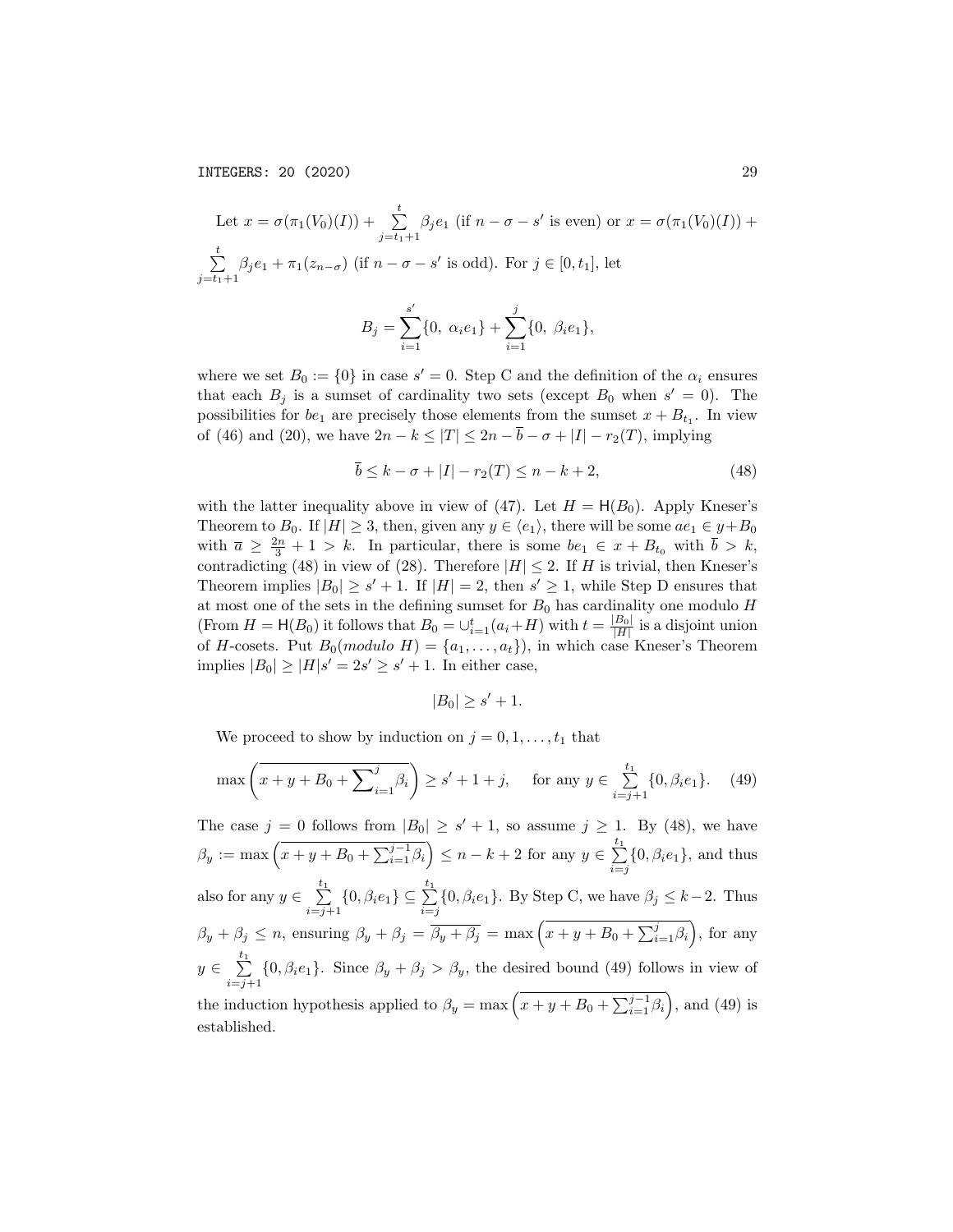Let $x = \sigma(\pi_1(V_0)(I)) + \sum_{j=t_1+1}^{t} \beta_j e_1$ (if $n - \sigma - s'$ is even) or $x = \sigma(\pi_1(V_0)(I)) + \sum_{j=t_1+1}^{t} \beta_j e_1 + \pi_1(z_{n-\sigma})$ (if $n - \sigma - s'$ is odd). For $j \in [0, t_1]$, let

$$B_j = \sum_{i=1}^{s'} \{0,\ \alpha_i e_1\} + \sum_{i=1}^{j} \{0,\ \beta_i e_1\},$$

where we set $B_0 := \{0\}$ in case $s' = 0$. Step C and the definition of the $\alpha_i$ ensures that each $B_j$ is a sumset of cardinality two sets (except $B_0$ when $s' = 0$). The possibilities for $be_1$ are precisely those elements from the sumset $x + B_{t_1}$. In view of (46) and (20), we have $2n - k \leq |T| \leq 2n - \overline{b} - \sigma + |I| - r_2(T)$, implying

$$\overline{b} \leq k - \sigma + |I| - r_2(T) \leq n - k + 2, \tag{48}$$

with the latter inequality above in view of (47). Let $H = \mathsf{H}(B_0)$. Apply Kneser's Theorem to $B_0$. If $|H| \geq 3$, then, given any $y \in \langle e_1 \rangle$, there will be some $ae_1 \in y + B_0$ with $\overline{a} \geq \frac{2n}{3} + 1 > k$. In particular, there is some $be_1 \in x + B_{t_0}$ with $\overline{b} > k$, contradicting (48) in view of (28). Therefore $|H| \leq 2$. If $H$ is trivial, then Kneser's Theorem implies $|B_0| \geq s' + 1$. If $|H| = 2$, then $s' \geq 1$, while Step D ensures that at most one of the sets in the defining sumset for $B_0$ has cardinality one modulo $H$ (From $H = \mathsf{H}(B_0)$ it follows that $B_0 = \cup_{i=1}^{t}(a_i + H)$ with $t = \frac{|B_0|}{|H|}$ is a disjoint union of $H$-cosets. Put $B_0(\textit{modulo } H) = \{a_1, \ldots, a_t\}$), in which case Kneser's Theorem implies $|B_0| \geq |H|s' = 2s' \geq s' + 1$. In either case,

$$|B_0| \geq s' + 1.$$

We proceed to show by induction on $j = 0, 1, \ldots, t_1$ that

$$\max\left(\overline{x + y + B_0 + \sum\nolimits_{i=1}^{j} \beta_i}\right) \geq s' + 1 + j, \quad \text{ for any } y \in \sum_{i=j+1}^{t_1} \{0, \beta_i e_1\}. \tag{49}$$

The case $j = 0$ follows from $|B_0| \geq s' + 1$, so assume $j \geq 1$. By (48), we have $\beta_y := \max\left(\overline{x + y + B_0 + \sum_{i=1}^{j-1} \beta_i}\right) \leq n - k + 2$ for any $y \in \sum_{i=j}^{t_1} \{0, \beta_i e_1\}$, and thus also for any $y \in \sum_{i=j+1}^{t_1} \{0, \beta_i e_1\} \subseteq \sum_{i=j}^{t_1} \{0, \beta_i e_1\}$. By Step C, we have $\beta_j \leq k - 2$. Thus $\beta_y + \beta_j \leq n$, ensuring $\beta_y + \beta_j = \overline{\beta_y + \beta_j} = \max\left(\overline{x + y + B_0 + \sum_{i=1}^{j} \beta_i}\right)$, for any $y \in \sum_{i=j+1}^{t_1} \{0, \beta_i e_1\}$. Since $\beta_y + \beta_j > \beta_y$, the desired bound (49) follows in view of the induction hypothesis applied to $\beta_y = \max\left(\overline{x + y + B_0 + \sum_{i=1}^{j-1} \beta_i}\right)$, and (49) is established.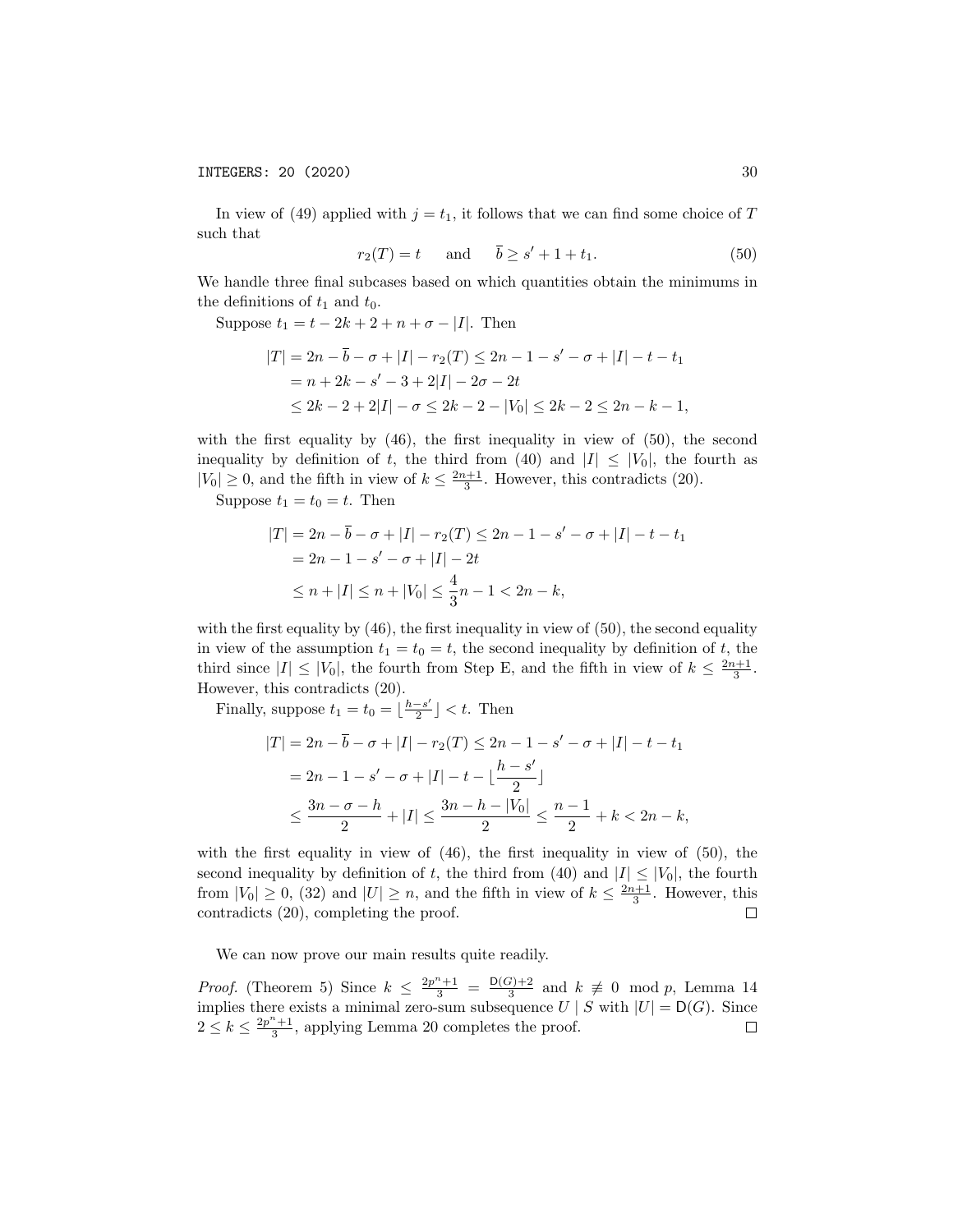In view of (49) applied with $j = t_1$, it follows that we can find some choice of $T$ such that

$$r_2(T) = t \qquad \text{and} \qquad \overline{b} \geq s' + 1 + t_1. \tag{50}$$

We handle three final subcases based on which quantities obtain the minimums in the definitions of $t_1$ and $t_0$.

Suppose $t_1 = t - 2k + 2 + n + \sigma - |I|$. Then

$$\begin{aligned}
|T| &= 2n - \overline{b} - \sigma + |I| - r_2(T) \leq 2n - 1 - s' - \sigma + |I| - t - t_1 \\
&= n + 2k - s' - 3 + 2|I| - 2\sigma - 2t \\
&\leq 2k - 2 + 2|I| - \sigma \leq 2k - 2 - |V_0| \leq 2k - 2 \leq 2n - k - 1,
\end{aligned}$$

with the first equality by (46), the first inequality in view of (50), the second inequality by definition of $t$, the third from (40) and $|I| \leq |V_0|$, the fourth as $|V_0| \geq 0$, and the fifth in view of $k \leq \frac{2n+1}{3}$. However, this contradicts (20).

Suppose $t_1 = t_0 = t$. Then

$$\begin{aligned}
|T| &= 2n - \overline{b} - \sigma + |I| - r_2(T) \leq 2n - 1 - s' - \sigma + |I| - t - t_1 \\
&= 2n - 1 - s' - \sigma + |I| - 2t \\
&\leq n + |I| \leq n + |V_0| \leq \frac{4}{3}n - 1 < 2n - k,
\end{aligned}$$

with the first equality by (46), the first inequality in view of (50), the second equality in view of the assumption $t_1 = t_0 = t$, the second inequality by definition of $t$, the third since $|I| \leq |V_0|$, the fourth from Step E, and the fifth in view of $k \leq \frac{2n+1}{3}$. However, this contradicts (20).

Finally, suppose $t_1 = t_0 = \lfloor \frac{h-s'}{2} \rfloor < t$. Then

$$\begin{aligned}
|T| &= 2n - \overline{b} - \sigma + |I| - r_2(T) \leq 2n - 1 - s' - \sigma + |I| - t - t_1 \\
&= 2n - 1 - s' - \sigma + |I| - t - \lfloor \frac{h - s'}{2} \rfloor \\
&\leq \frac{3n - \sigma - h}{2} + |I| \leq \frac{3n - h - |V_0|}{2} \leq \frac{n-1}{2} + k < 2n - k,
\end{aligned}$$

with the first equality in view of (46), the first inequality in view of (50), the second inequality by definition of $t$, the third from (40) and $|I| \leq |V_0|$, the fourth from $|V_0| \geq 0$, (32) and $|U| \geq n$, and the fifth in view of $k \leq \frac{2n+1}{3}$. However, this contradicts (20), completing the proof. $\square$

We can now prove our main results quite readily.

*Proof.* (Theorem 5) Since $k \leq \frac{2p^n+1}{3} = \frac{\mathsf{D}(G)+2}{3}$ and $k \not\equiv 0 \mod p$, Lemma 14 implies there exists a minimal zero-sum subsequence $U \mid S$ with $|U| = \mathsf{D}(G)$. Since $2 \leq k \leq \frac{2p^n+1}{3}$, applying Lemma 20 completes the proof. $\square$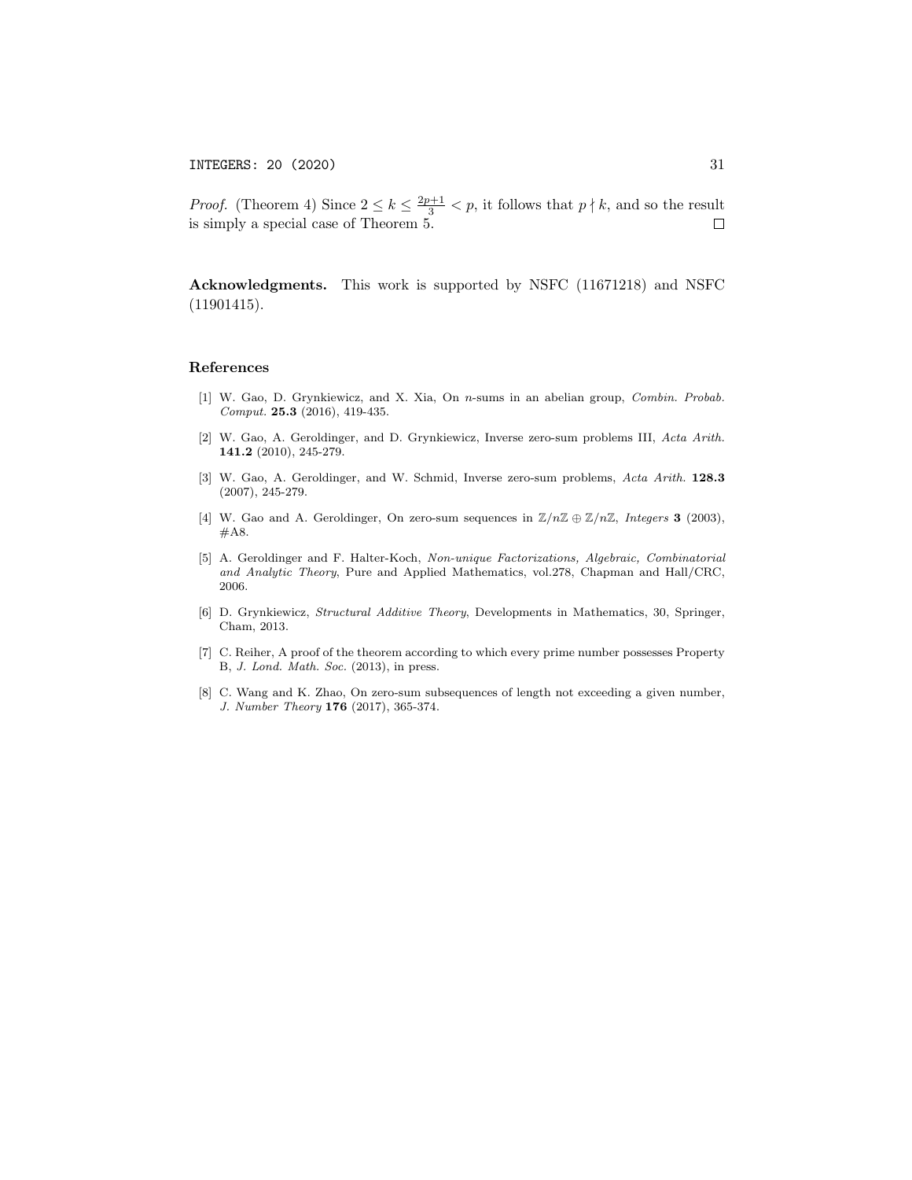*Proof.* (Theorem 4) Since $2 \le k \le \frac{2p+1}{3} < p$, it follows that $p \nmid k$, and so the result is simply a special case of Theorem 5. $\square$

**Acknowledgments.** This work is supported by NSFC (11671218) and NSFC (11901415).

## References

[1] W. Gao, D. Grynkiewicz, and X. Xia, On $n$-sums in an abelian group, *Combin. Probab. Comput.* **25.3** (2016), 419-435.

[2] W. Gao, A. Geroldinger, and D. Grynkiewicz, Inverse zero-sum problems III, *Acta Arith.* **141.2** (2010), 245-279.

[3] W. Gao, A. Geroldinger, and W. Schmid, Inverse zero-sum problems, *Acta Arith.* **128.3** (2007), 245-279.

[4] W. Gao and A. Geroldinger, On zero-sum sequences in $\mathbb{Z}/n\mathbb{Z} \oplus \mathbb{Z}/n\mathbb{Z}$, *Integers* **3** (2003), #A8.

[5] A. Geroldinger and F. Halter-Koch, *Non-unique Factorizations, Algebraic, Combinatorial and Analytic Theory*, Pure and Applied Mathematics, vol.278, Chapman and Hall/CRC, 2006.

[6] D. Grynkiewicz, *Structural Additive Theory*, Developments in Mathematics, 30, Springer, Cham, 2013.

[7] C. Reiher, A proof of the theorem according to which every prime number possesses Property B, *J. Lond. Math. Soc.* (2013), in press.

[8] C. Wang and K. Zhao, On zero-sum subsequences of length not exceeding a given number, *J. Number Theory* **176** (2017), 365-374.